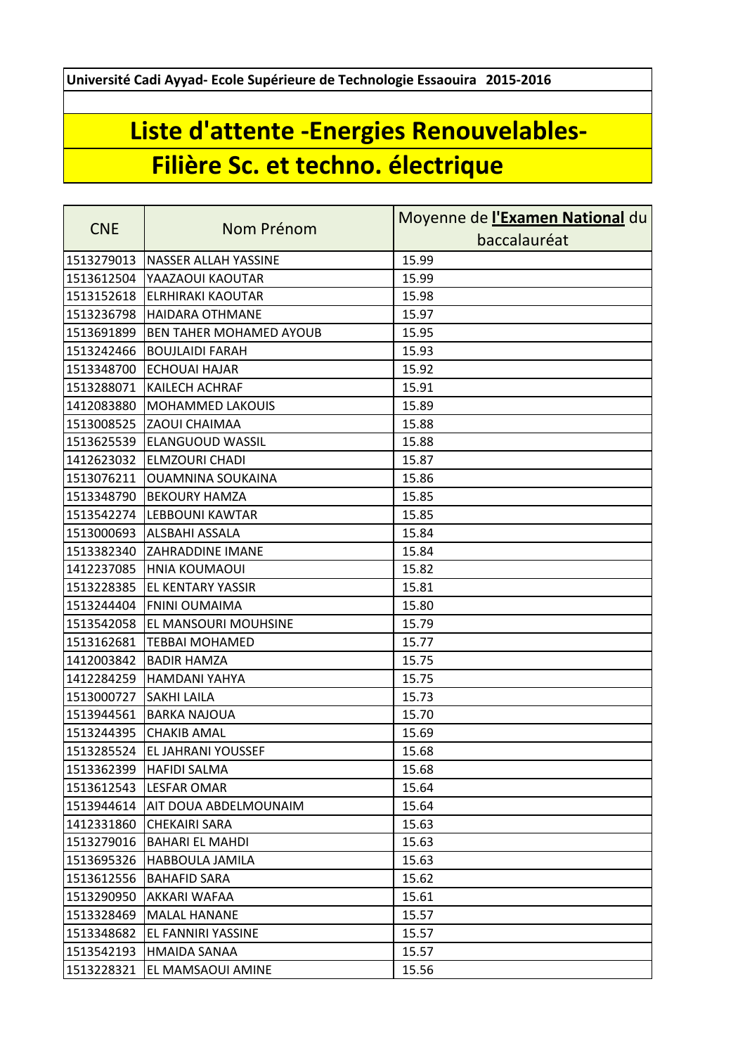**Université Cadi Ayyad- Ecole Supérieure de Technologie Essaouira 2015-2016**

# Liste d'attente -Energies Renouvelables-

# Filière Sc. et techno. électrique

| CNE | Nom Prénom | Moyenne de **l'Examen National** du baccalauréat |
|---|---|---|
| 1513279013 | NASSER ALLAH YASSINE | 15.99 |
| 1513612504 | YAAZAOUI KAOUTAR | 15.99 |
| 1513152618 | ELRHIRAKI KAOUTAR | 15.98 |
| 1513236798 | HAIDARA OTHMANE | 15.97 |
| 1513691899 | BEN TAHER MOHAMED AYOUB | 15.95 |
| 1513242466 | BOUJLAIDI FARAH | 15.93 |
| 1513348700 | ECHOUAI HAJAR | 15.92 |
| 1513288071 | KAILECH ACHRAF | 15.91 |
| 1412083880 | MOHAMMED LAKOUIS | 15.89 |
| 1513008525 | ZAOUI CHAIMAA | 15.88 |
| 1513625539 | ELANGUOUD WASSIL | 15.88 |
| 1412623032 | ELMZOURI CHADI | 15.87 |
| 1513076211 | OUAMNINA SOUKAINA | 15.86 |
| 1513348790 | BEKOURY HAMZA | 15.85 |
| 1513542274 | LEBBOUNI KAWTAR | 15.85 |
| 1513000693 | ALSBAHI ASSALA | 15.84 |
| 1513382340 | ZAHRADDINE IMANE | 15.84 |
| 1412237085 | HNIA KOUMAOUI | 15.82 |
| 1513228385 | EL KENTARY YASSIR | 15.81 |
| 1513244404 | FNINI OUMAIMA | 15.80 |
| 1513542058 | EL MANSOURI MOUHSINE | 15.79 |
| 1513162681 | TEBBAI MOHAMED | 15.77 |
| 1412003842 | BADIR HAMZA | 15.75 |
| 1412284259 | HAMDANI YAHYA | 15.75 |
| 1513000727 | SAKHI LAILA | 15.73 |
| 1513944561 | BARKA NAJOUA | 15.70 |
| 1513244395 | CHAKIB AMAL | 15.69 |
| 1513285524 | EL JAHRANI YOUSSEF | 15.68 |
| 1513362399 | HAFIDI SALMA | 15.68 |
| 1513612543 | LESFAR OMAR | 15.64 |
| 1513944614 | AIT DOUA ABDELMOUNAIM | 15.64 |
| 1412331860 | CHEKAIRI SARA | 15.63 |
| 1513279016 | BAHARI EL MAHDI | 15.63 |
| 1513695326 | HABBOULA JAMILA | 15.63 |
| 1513612556 | BAHAFID SARA | 15.62 |
| 1513290950 | AKKARI WAFAA | 15.61 |
| 1513328469 | MALAL HANANE | 15.57 |
| 1513348682 | EL FANNIRI YASSINE | 15.57 |
| 1513542193 | HMAIDA SANAA | 15.57 |
| 1513228321 | EL MAMSAOUI AMINE | 15.56 |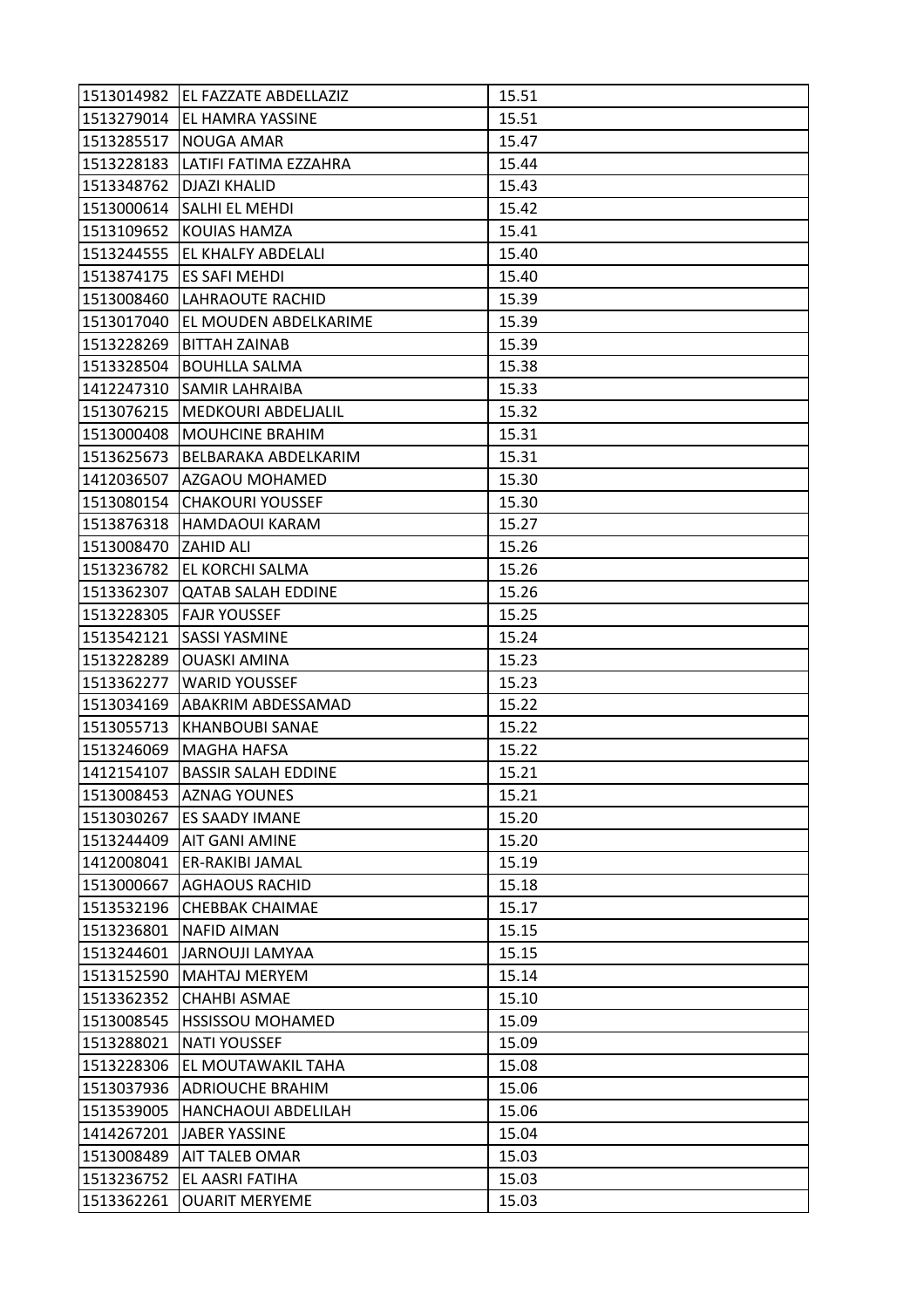| | | |
|---|---|---|
| 1513014982 | EL FAZZATE ABDELLAZIZ | 15.51 |
| 1513279014 | EL HAMRA YASSINE | 15.51 |
| 1513285517 | NOUGA AMAR | 15.47 |
| 1513228183 | LATIFI FATIMA EZZAHRA | 15.44 |
| 1513348762 | DJAZI KHALID | 15.43 |
| 1513000614 | SALHI EL MEHDI | 15.42 |
| 1513109652 | KOUIAS HAMZA | 15.41 |
| 1513244555 | EL KHALFY ABDELALI | 15.40 |
| 1513874175 | ES SAFI MEHDI | 15.40 |
| 1513008460 | LAHRAOUTE RACHID | 15.39 |
| 1513017040 | EL MOUDEN ABDELKARIME | 15.39 |
| 1513228269 | BITTAH ZAINAB | 15.39 |
| 1513328504 | BOUHLLA SALMA | 15.38 |
| 1412247310 | SAMIR LAHRAIBA | 15.33 |
| 1513076215 | MEDKOURI ABDELJALIL | 15.32 |
| 1513000408 | MOUHCINE BRAHIM | 15.31 |
| 1513625673 | BELBARAKA ABDELKARIM | 15.31 |
| 1412036507 | AZGAOU MOHAMED | 15.30 |
| 1513080154 | CHAKOURI YOUSSEF | 15.30 |
| 1513876318 | HAMDAOUI KARAM | 15.27 |
| 1513008470 | ZAHID ALI | 15.26 |
| 1513236782 | EL KORCHI SALMA | 15.26 |
| 1513362307 | QATAB SALAH EDDINE | 15.26 |
| 1513228305 | FAJR YOUSSEF | 15.25 |
| 1513542121 | SASSI YASMINE | 15.24 |
| 1513228289 | OUASKI AMINA | 15.23 |
| 1513362277 | WARID YOUSSEF | 15.23 |
| 1513034169 | ABAKRIM ABDESSAMAD | 15.22 |
| 1513055713 | KHANBOUBI SANAE | 15.22 |
| 1513246069 | MAGHA HAFSA | 15.22 |
| 1412154107 | BASSIR SALAH EDDINE | 15.21 |
| 1513008453 | AZNAG YOUNES | 15.21 |
| 1513030267 | ES SAADY IMANE | 15.20 |
| 1513244409 | AIT GANI AMINE | 15.20 |
| 1412008041 | ER-RAKIBI JAMAL | 15.19 |
| 1513000667 | AGHAOUS RACHID | 15.18 |
| 1513532196 | CHEBBAK CHAIMAE | 15.17 |
| 1513236801 | NAFID AIMAN | 15.15 |
| 1513244601 | JARNOUJI LAMYAA | 15.15 |
| 1513152590 | MAHTAJ MERYEM | 15.14 |
| 1513362352 | CHAHBI ASMAE | 15.10 |
| 1513008545 | HSSISSOU MOHAMED | 15.09 |
| 1513288021 | NATI YOUSSEF | 15.09 |
| 1513228306 | EL MOUTAWAKIL TAHA | 15.08 |
| 1513037936 | ADRIOUCHE BRAHIM | 15.06 |
| 1513539005 | HANCHAOUI ABDELILAH | 15.06 |
| 1414267201 | JABER YASSINE | 15.04 |
| 1513008489 | AIT TALEB OMAR | 15.03 |
| 1513236752 | EL AASRI FATIHA | 15.03 |
| 1513362261 | OUARIT MERYEME | 15.03 |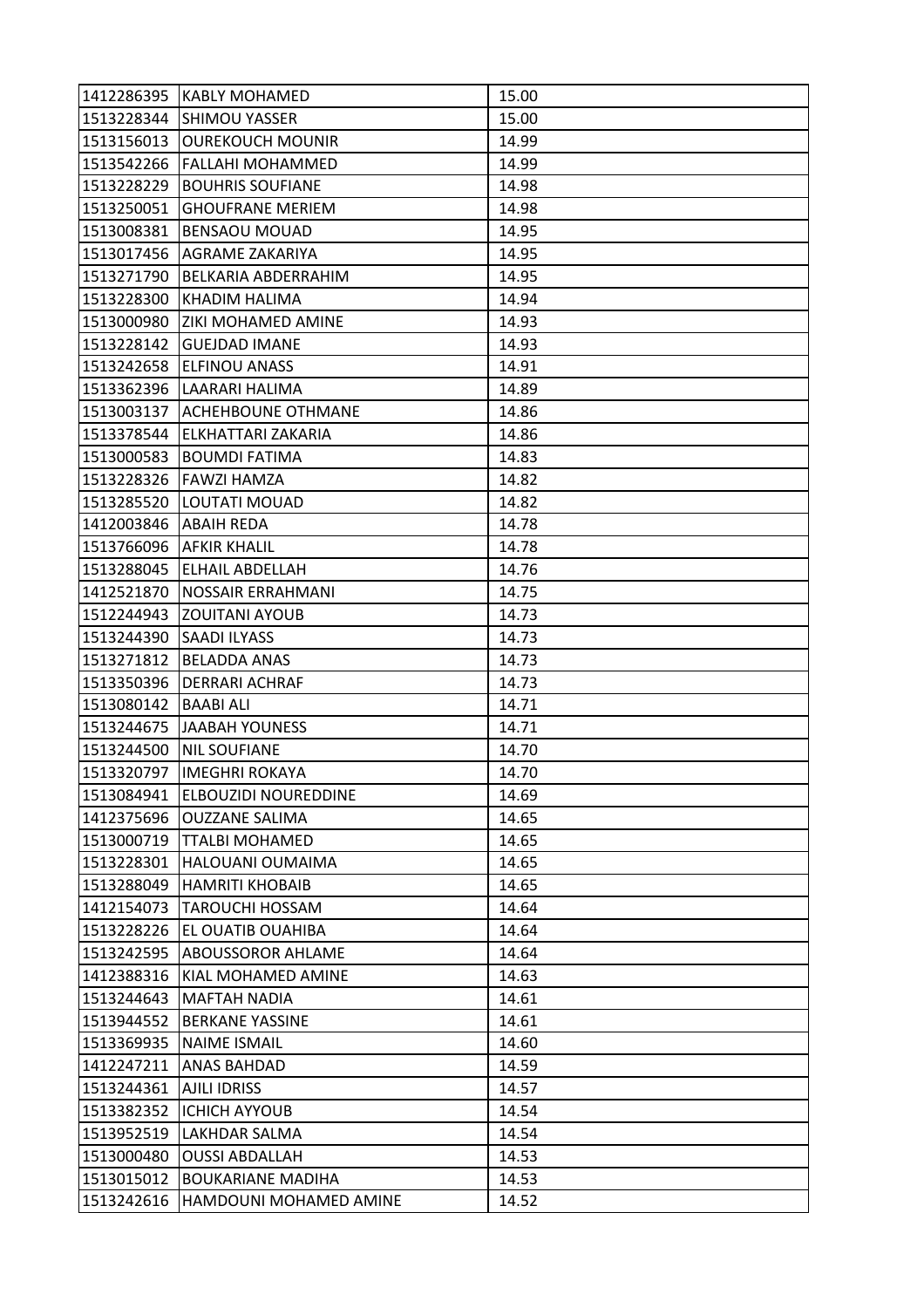| | | |
|---|---|---|
| 1412286395 | KABLY MOHAMED | 15.00 |
| 1513228344 | SHIMOU YASSER | 15.00 |
| 1513156013 | OUREKOUCH MOUNIR | 14.99 |
| 1513542266 | FALLAHI MOHAMMED | 14.99 |
| 1513228229 | BOUHRIS SOUFIANE | 14.98 |
| 1513250051 | GHOUFRANE MERIEM | 14.98 |
| 1513008381 | BENSAOU MOUAD | 14.95 |
| 1513017456 | AGRAME ZAKARIYA | 14.95 |
| 1513271790 | BELKARIA ABDERRAHIM | 14.95 |
| 1513228300 | KHADIM HALIMA | 14.94 |
| 1513000980 | ZIKI MOHAMED AMINE | 14.93 |
| 1513228142 | GUEJDAD IMANE | 14.93 |
| 1513242658 | ELFINOU ANASS | 14.91 |
| 1513362396 | LAARARI HALIMA | 14.89 |
| 1513003137 | ACHEHBOUNE OTHMANE | 14.86 |
| 1513378544 | ELKHATTARI ZAKARIA | 14.86 |
| 1513000583 | BOUMDI FATIMA | 14.83 |
| 1513228326 | FAWZI HAMZA | 14.82 |
| 1513285520 | LOUTATI MOUAD | 14.82 |
| 1412003846 | ABAIH REDA | 14.78 |
| 1513766096 | AFKIR KHALIL | 14.78 |
| 1513288045 | ELHAIL ABDELLAH | 14.76 |
| 1412521870 | NOSSAIR ERRAHMANI | 14.75 |
| 1512244943 | ZOUITANI AYOUB | 14.73 |
| 1513244390 | SAADI ILYASS | 14.73 |
| 1513271812 | BELADDA ANAS | 14.73 |
| 1513350396 | DERRARI ACHRAF | 14.73 |
| 1513080142 | BAABI ALI | 14.71 |
| 1513244675 | JAABAH YOUNESS | 14.71 |
| 1513244500 | NIL SOUFIANE | 14.70 |
| 1513320797 | IMEGHRI ROKAYA | 14.70 |
| 1513084941 | ELBOUZIDI NOUREDDINE | 14.69 |
| 1412375696 | OUZZANE SALIMA | 14.65 |
| 1513000719 | TTALBI MOHAMED | 14.65 |
| 1513228301 | HALOUANI OUMAIMA | 14.65 |
| 1513288049 | HAMRITI KHOBAIB | 14.65 |
| 1412154073 | TAROUCHI HOSSAM | 14.64 |
| 1513228226 | EL OUATIB OUAHIBA | 14.64 |
| 1513242595 | ABOUSSOROR AHLAME | 14.64 |
| 1412388316 | KIAL MOHAMED AMINE | 14.63 |
| 1513244643 | MAFTAH NADIA | 14.61 |
| 1513944552 | BERKANE YASSINE | 14.61 |
| 1513369935 | NAIME ISMAIL | 14.60 |
| 1412247211 | ANAS BAHDAD | 14.59 |
| 1513244361 | AJILI IDRISS | 14.57 |
| 1513382352 | ICHICH AYYOUB | 14.54 |
| 1513952519 | LAKHDAR SALMA | 14.54 |
| 1513000480 | OUSSI ABDALLAH | 14.53 |
| 1513015012 | BOUKARIANE MADIHA | 14.53 |
| 1513242616 | HAMDOUNI MOHAMED AMINE | 14.52 |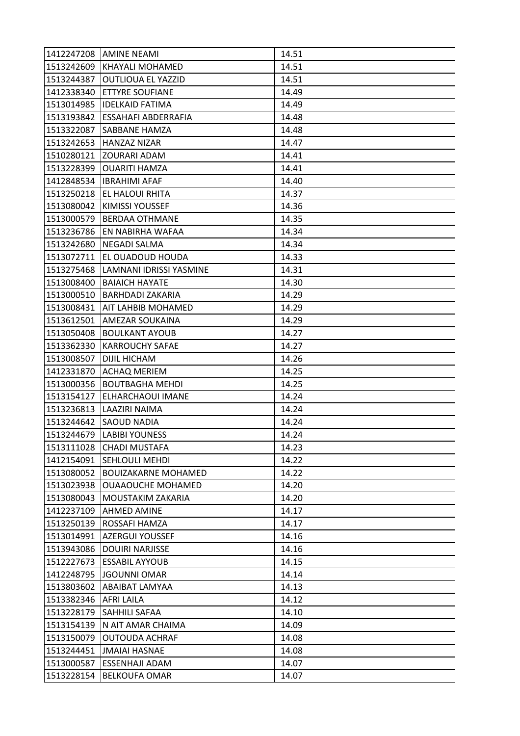| 1412247208 | AMINE NEAMI | 14.51 |
|---|---|---|
| 1513242609 | KHAYALI MOHAMED | 14.51 |
| 1513244387 | OUTLIOUA EL YAZZID | 14.51 |
| 1412338340 | ETTYRE SOUFIANE | 14.49 |
| 1513014985 | IDELKAID FATIMA | 14.49 |
| 1513193842 | ESSAHAFI ABDERRAFIA | 14.48 |
| 1513322087 | SABBANE HAMZA | 14.48 |
| 1513242653 | HANZAZ NIZAR | 14.47 |
| 1510280121 | ZOURARI ADAM | 14.41 |
| 1513228399 | OUARITI HAMZA | 14.41 |
| 1412848534 | IBRAHIMI AFAF | 14.40 |
| 1513250218 | EL HALOUI RHITA | 14.37 |
| 1513080042 | KIMISSI YOUSSEF | 14.36 |
| 1513000579 | BERDAA OTHMANE | 14.35 |
| 1513236786 | EN NABIRHA WAFAA | 14.34 |
| 1513242680 | NEGADI SALMA | 14.34 |
| 1513072711 | EL OUADOUD HOUDA | 14.33 |
| 1513275468 | LAMNANI IDRISSI YASMINE | 14.31 |
| 1513008400 | BAIAICH HAYATE | 14.30 |
| 1513000510 | BARHDADI ZAKARIA | 14.29 |
| 1513008431 | AIT LAHBIB MOHAMED | 14.29 |
| 1513612501 | AMEZAR SOUKAINA | 14.29 |
| 1513050408 | BOULKANT AYOUB | 14.27 |
| 1513362330 | KARROUCHY SAFAE | 14.27 |
| 1513008507 | DIJIL HICHAM | 14.26 |
| 1412331870 | ACHAQ MERIEM | 14.25 |
| 1513000356 | BOUTBAGHA MEHDI | 14.25 |
| 1513154127 | ELHARCHAOUI IMANE | 14.24 |
| 1513236813 | LAAZIRI NAIMA | 14.24 |
| 1513244642 | SAOUD NADIA | 14.24 |
| 1513244679 | LABIBI YOUNESS | 14.24 |
| 1513111028 | CHADI MUSTAFA | 14.23 |
| 1412154091 | SEHLOULI MEHDI | 14.22 |
| 1513080052 | BOUIZAKARNE MOHAMED | 14.22 |
| 1513023938 | OUAAOUCHE MOHAMED | 14.20 |
| 1513080043 | MOUSTAKIM ZAKARIA | 14.20 |
| 1412237109 | AHMED AMINE | 14.17 |
| 1513250139 | ROSSAFI HAMZA | 14.17 |
| 1513014991 | AZERGUI YOUSSEF | 14.16 |
| 1513943086 | DOUIRI NARJISSE | 14.16 |
| 1512227673 | ESSABIL AYYOUB | 14.15 |
| 1412248795 | JGOUNNI OMAR | 14.14 |
| 1513803602 | ABAIBAT LAMYAA | 14.13 |
| 1513382346 | AFRI LAILA | 14.12 |
| 1513228179 | SAHHILI SAFAA | 14.10 |
| 1513154139 | N AIT AMAR CHAIMA | 14.09 |
| 1513150079 | OUTOUDA ACHRAF | 14.08 |
| 1513244451 | JMAIAI HASNAE | 14.08 |
| 1513000587 | ESSENHAJI ADAM | 14.07 |
| 1513228154 | BELKOUFA OMAR | 14.07 |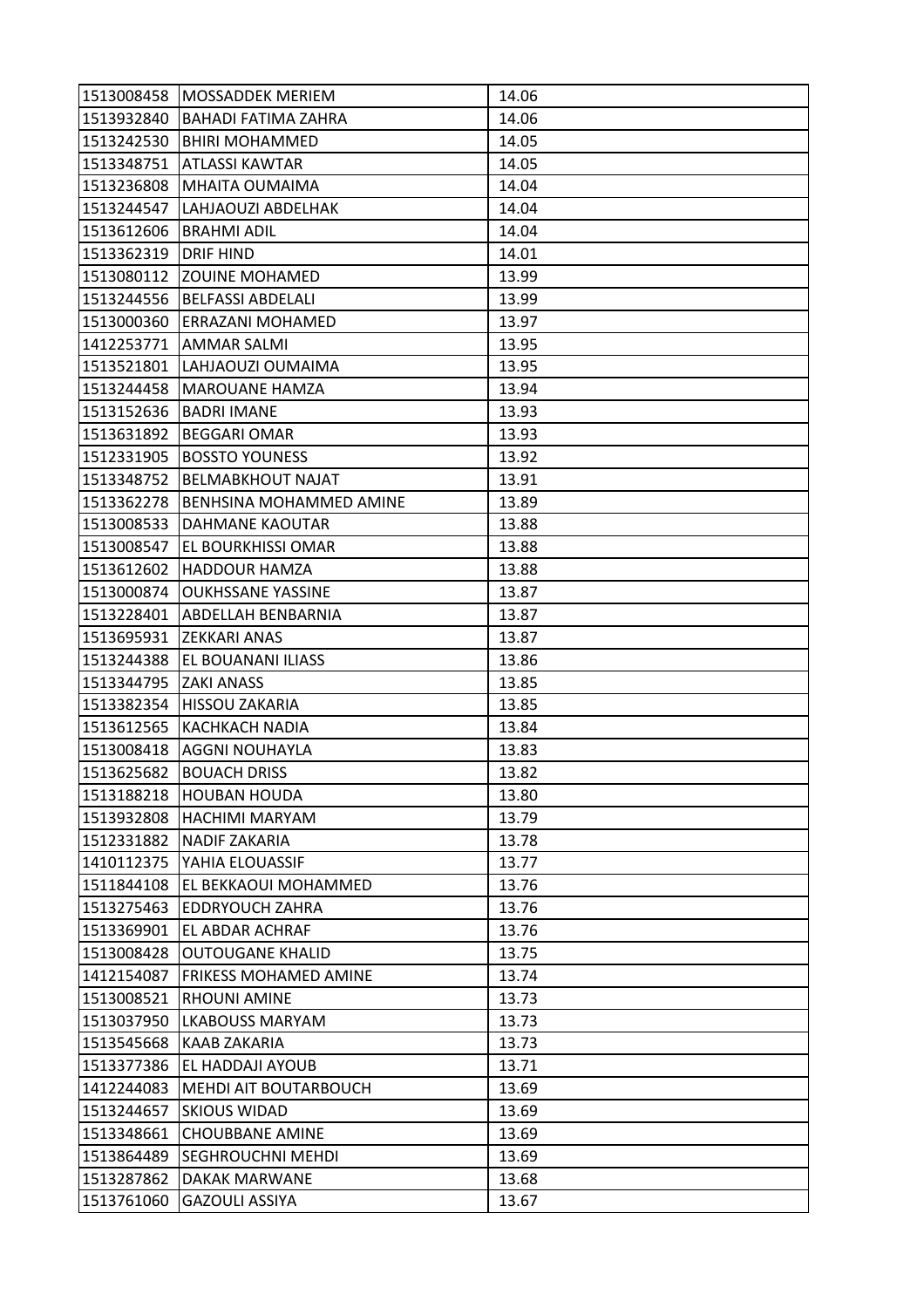| | | |
|---|---|---|
| 1513008458 | MOSSADDEK MERIEM | 14.06 |
| 1513932840 | BAHADI FATIMA ZAHRA | 14.06 |
| 1513242530 | BHIRI MOHAMMED | 14.05 |
| 1513348751 | ATLASSI KAWTAR | 14.05 |
| 1513236808 | MHAITA OUMAIMA | 14.04 |
| 1513244547 | LAHJAOUZI ABDELHAK | 14.04 |
| 1513612606 | BRAHMI ADIL | 14.04 |
| 1513362319 | DRIF HIND | 14.01 |
| 1513080112 | ZOUINE MOHAMED | 13.99 |
| 1513244556 | BELFASSI ABDELALI | 13.99 |
| 1513000360 | ERRAZANI MOHAMED | 13.97 |
| 1412253771 | AMMAR SALMI | 13.95 |
| 1513521801 | LAHJAOUZI OUMAIMA | 13.95 |
| 1513244458 | MAROUANE HAMZA | 13.94 |
| 1513152636 | BADRI IMANE | 13.93 |
| 1513631892 | BEGGARI OMAR | 13.93 |
| 1512331905 | BOSSTO YOUNESS | 13.92 |
| 1513348752 | BELMABKHOUT NAJAT | 13.91 |
| 1513362278 | BENHSINA MOHAMMED AMINE | 13.89 |
| 1513008533 | DAHMANE KAOUTAR | 13.88 |
| 1513008547 | EL BOURKHISSI OMAR | 13.88 |
| 1513612602 | HADDOUR HAMZA | 13.88 |
| 1513000874 | OUKHSSANE YASSINE | 13.87 |
| 1513228401 | ABDELLAH BENBARNIA | 13.87 |
| 1513695931 | ZEKKARI ANAS | 13.87 |
| 1513244388 | EL BOUANANI ILIASS | 13.86 |
| 1513344795 | ZAKI ANASS | 13.85 |
| 1513382354 | HISSOU ZAKARIA | 13.85 |
| 1513612565 | KACHKACH NADIA | 13.84 |
| 1513008418 | AGGNI NOUHAYLA | 13.83 |
| 1513625682 | BOUACH DRISS | 13.82 |
| 1513188218 | HOUBAN HOUDA | 13.80 |
| 1513932808 | HACHIMI MARYAM | 13.79 |
| 1512331882 | NADIF ZAKARIA | 13.78 |
| 1410112375 | YAHIA ELOUASSIF | 13.77 |
| 1511844108 | EL BEKKAOUI MOHAMMED | 13.76 |
| 1513275463 | EDDRYOUCH ZAHRA | 13.76 |
| 1513369901 | EL ABDAR ACHRAF | 13.76 |
| 1513008428 | OUTOUGANE KHALID | 13.75 |
| 1412154087 | FRIKESS MOHAMED AMINE | 13.74 |
| 1513008521 | RHOUNI AMINE | 13.73 |
| 1513037950 | LKABOUSS MARYAM | 13.73 |
| 1513545668 | KAAB ZAKARIA | 13.73 |
| 1513377386 | EL HADDAJI AYOUB | 13.71 |
| 1412244083 | MEHDI AIT BOUTARBOUCH | 13.69 |
| 1513244657 | SKIOUS WIDAD | 13.69 |
| 1513348661 | CHOUBBANE AMINE | 13.69 |
| 1513864489 | SEGHROUCHNI MEHDI | 13.69 |
| 1513287862 | DAKAK MARWANE | 13.68 |
| 1513761060 | GAZOULI ASSIYA | 13.67 |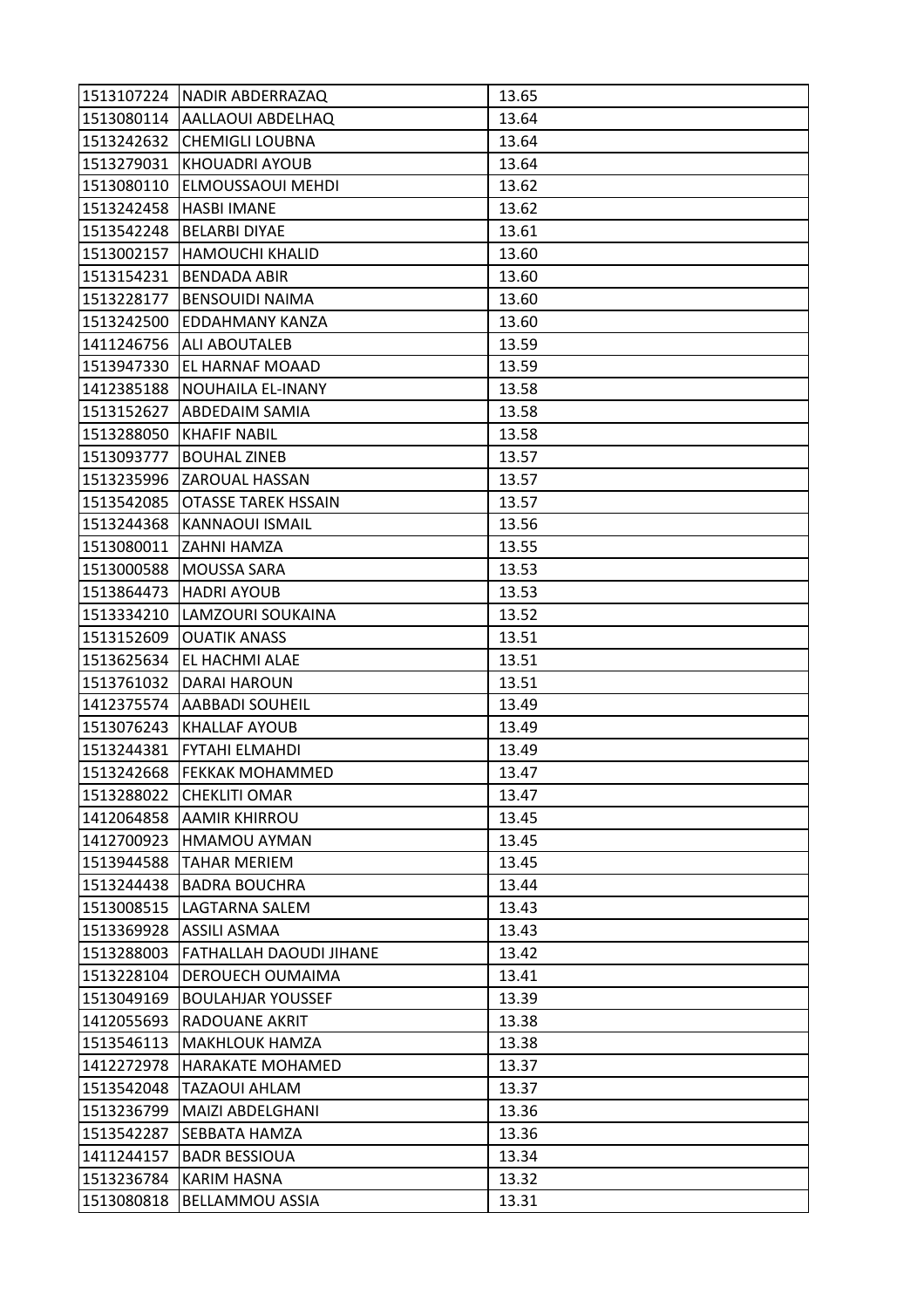| | | |
|---|---|---|
| 1513107224 | NADIR ABDERRAZAQ | 13.65 |
| 1513080114 | AALLAOUI ABDELHAQ | 13.64 |
| 1513242632 | CHEMIGLI LOUBNA | 13.64 |
| 1513279031 | KHOUADRI AYOUB | 13.64 |
| 1513080110 | ELMOUSSAOUI MEHDI | 13.62 |
| 1513242458 | HASBI IMANE | 13.62 |
| 1513542248 | BELARBI DIYAE | 13.61 |
| 1513002157 | HAMOUCHI KHALID | 13.60 |
| 1513154231 | BENDADA ABIR | 13.60 |
| 1513228177 | BENSOUIDI NAIMA | 13.60 |
| 1513242500 | EDDAHMANY KANZA | 13.60 |
| 1411246756 | ALI ABOUTALEB | 13.59 |
| 1513947330 | EL HARNAF MOAAD | 13.59 |
| 1412385188 | NOUHAILA EL-INANY | 13.58 |
| 1513152627 | ABDEDAIM SAMIA | 13.58 |
| 1513288050 | KHAFIF NABIL | 13.58 |
| 1513093777 | BOUHAL ZINEB | 13.57 |
| 1513235996 | ZAROUAL HASSAN | 13.57 |
| 1513542085 | OTASSE TAREK HSSAIN | 13.57 |
| 1513244368 | KANNAOUI ISMAIL | 13.56 |
| 1513080011 | ZAHNI HAMZA | 13.55 |
| 1513000588 | MOUSSA SARA | 13.53 |
| 1513864473 | HADRI AYOUB | 13.53 |
| 1513334210 | LAMZOURI SOUKAINA | 13.52 |
| 1513152609 | OUATIK ANASS | 13.51 |
| 1513625634 | EL HACHMI ALAE | 13.51 |
| 1513761032 | DARAI HAROUN | 13.51 |
| 1412375574 | AABBADI SOUHEIL | 13.49 |
| 1513076243 | KHALLAF AYOUB | 13.49 |
| 1513244381 | FYTAHI ELMAHDI | 13.49 |
| 1513242668 | FEKKAK MOHAMMED | 13.47 |
| 1513288022 | CHEKLITI OMAR | 13.47 |
| 1412064858 | AAMIR KHIRROU | 13.45 |
| 1412700923 | HMAMOU AYMAN | 13.45 |
| 1513944588 | TAHAR MERIEM | 13.45 |
| 1513244438 | BADRA BOUCHRA | 13.44 |
| 1513008515 | LAGTARNA SALEM | 13.43 |
| 1513369928 | ASSILI ASMAA | 13.43 |
| 1513288003 | FATHALLAH DAOUDI JIHANE | 13.42 |
| 1513228104 | DEROUECH OUMAIMA | 13.41 |
| 1513049169 | BOULAHJAR YOUSSEF | 13.39 |
| 1412055693 | RADOUANE AKRIT | 13.38 |
| 1513546113 | MAKHLOUK HAMZA | 13.38 |
| 1412272978 | HARAKATE MOHAMED | 13.37 |
| 1513542048 | TAZAOUI AHLAM | 13.37 |
| 1513236799 | MAIZI ABDELGHANI | 13.36 |
| 1513542287 | SEBBATA HAMZA | 13.36 |
| 1411244157 | BADR BESSIOUA | 13.34 |
| 1513236784 | KARIM HASNA | 13.32 |
| 1513080818 | BELLAMMOU ASSIA | 13.31 |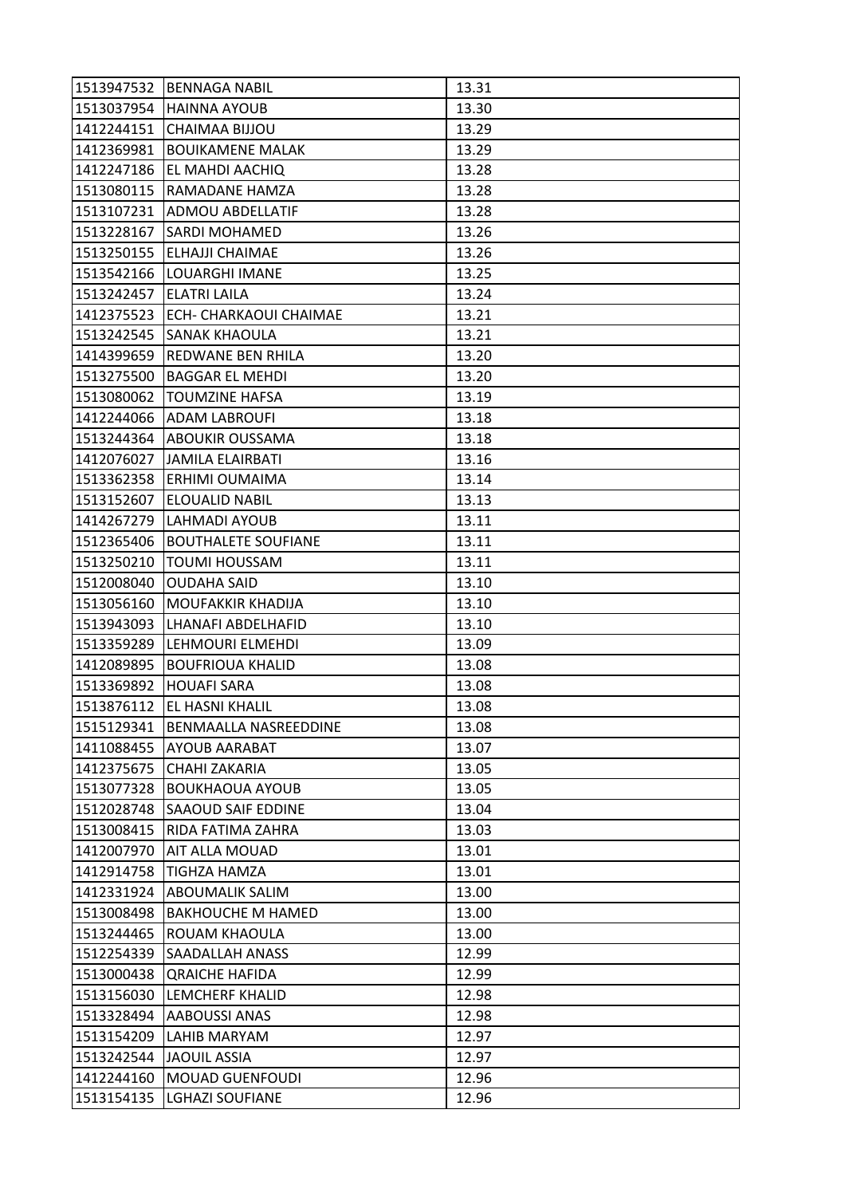| 1513947532 | BENNAGA NABIL | 13.31 |
|---|---|---|
| 1513037954 | HAINNA AYOUB | 13.30 |
| 1412244151 | CHAIMAA BIJJOU | 13.29 |
| 1412369981 | BOUIKAMENE MALAK | 13.29 |
| 1412247186 | EL MAHDI AACHIQ | 13.28 |
| 1513080115 | RAMADANE HAMZA | 13.28 |
| 1513107231 | ADMOU ABDELLATIF | 13.28 |
| 1513228167 | SARDI MOHAMED | 13.26 |
| 1513250155 | ELHAJJI CHAIMAE | 13.26 |
| 1513542166 | LOUARGHI IMANE | 13.25 |
| 1513242457 | ELATRI LAILA | 13.24 |
| 1412375523 | ECH- CHARKAOUI CHAIMAE | 13.21 |
| 1513242545 | SANAK KHAOULA | 13.21 |
| 1414399659 | REDWANE BEN RHILA | 13.20 |
| 1513275500 | BAGGAR EL MEHDI | 13.20 |
| 1513080062 | TOUMZINE HAFSA | 13.19 |
| 1412244066 | ADAM LABROUFI | 13.18 |
| 1513244364 | ABOUKIR OUSSAMA | 13.18 |
| 1412076027 | JAMILA ELAIRBATI | 13.16 |
| 1513362358 | ERHIMI OUMAIMA | 13.14 |
| 1513152607 | ELOUALID NABIL | 13.13 |
| 1414267279 | LAHMADI AYOUB | 13.11 |
| 1512365406 | BOUTHALETE SOUFIANE | 13.11 |
| 1513250210 | TOUMI HOUSSAM | 13.11 |
| 1512008040 | OUDAHA SAID | 13.10 |
| 1513056160 | MOUFAKKIR KHADIJA | 13.10 |
| 1513943093 | LHANAFI ABDELHAFID | 13.10 |
| 1513359289 | LEHMOURI ELMEHDI | 13.09 |
| 1412089895 | BOUFRIOUA KHALID | 13.08 |
| 1513369892 | HOUAFI SARA | 13.08 |
| 1513876112 | EL HASNI KHALIL | 13.08 |
| 1515129341 | BENMAALLA NASREEDDINE | 13.08 |
| 1411088455 | AYOUB AARABAT | 13.07 |
| 1412375675 | CHAHI ZAKARIA | 13.05 |
| 1513077328 | BOUKHAOUA AYOUB | 13.05 |
| 1512028748 | SAAOUD SAIF EDDINE | 13.04 |
| 1513008415 | RIDA FATIMA ZAHRA | 13.03 |
| 1412007970 | AIT ALLA MOUAD | 13.01 |
| 1412914758 | TIGHZA HAMZA | 13.01 |
| 1412331924 | ABOUMALIK SALIM | 13.00 |
| 1513008498 | BAKHOUCHE M HAMED | 13.00 |
| 1513244465 | ROUAM KHAOULA | 13.00 |
| 1512254339 | SAADALLAH ANASS | 12.99 |
| 1513000438 | QRAICHE HAFIDA | 12.99 |
| 1513156030 | LEMCHERF KHALID | 12.98 |
| 1513328494 | AABOUSSI ANAS | 12.98 |
| 1513154209 | LAHIB MARYAM | 12.97 |
| 1513242544 | JAOUIL ASSIA | 12.97 |
| 1412244160 | MOUAD GUENFOUDI | 12.96 |
| 1513154135 | LGHAZI SOUFIANE | 12.96 |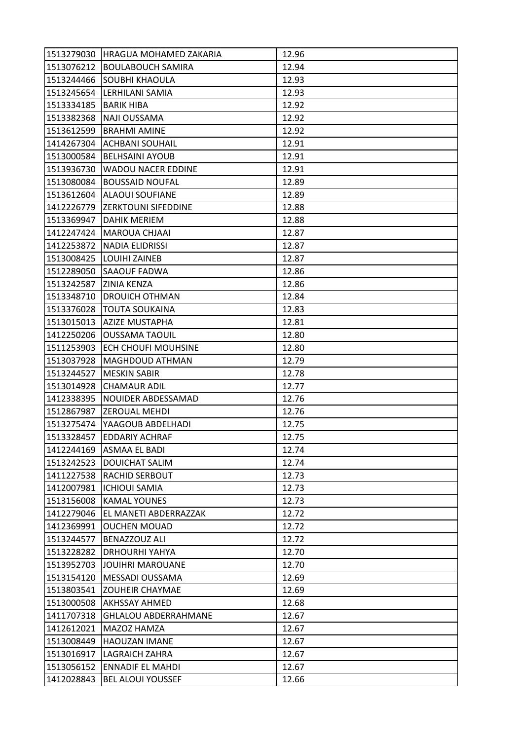| | | |
|---|---|---|
| 1513279030 | HRAGUA MOHAMED ZAKARIA | 12.96 |
| 1513076212 | BOULABOUCH SAMIRA | 12.94 |
| 1513244466 | SOUBHI KHAOULA | 12.93 |
| 1513245654 | LERHILANI SAMIA | 12.93 |
| 1513334185 | BARIK HIBA | 12.92 |
| 1513382368 | NAJI OUSSAMA | 12.92 |
| 1513612599 | BRAHMI AMINE | 12.92 |
| 1414267304 | ACHBANI SOUHAIL | 12.91 |
| 1513000584 | BELHSAINI AYOUB | 12.91 |
| 1513936730 | WADOU NACER EDDINE | 12.91 |
| 1513080084 | BOUSSAID NOUFAL | 12.89 |
| 1513612604 | ALAOUI SOUFIANE | 12.89 |
| 1412226779 | ZERKTOUNI SIFEDDINE | 12.88 |
| 1513369947 | DAHIK MERIEM | 12.88 |
| 1412247424 | MAROUA CHJAAI | 12.87 |
| 1412253872 | NADIA ELIDRISSI | 12.87 |
| 1513008425 | LOUIHI ZAINEB | 12.87 |
| 1512289050 | SAAOUF FADWA | 12.86 |
| 1513242587 | ZINIA KENZA | 12.86 |
| 1513348710 | DROUICH OTHMAN | 12.84 |
| 1513376028 | TOUTA SOUKAINA | 12.83 |
| 1513015013 | AZIZE MUSTAPHA | 12.81 |
| 1412250206 | OUSSAMA TAOUIL | 12.80 |
| 1511253903 | ECH CHOUFI MOUHSINE | 12.80 |
| 1513037928 | MAGHDOUD ATHMAN | 12.79 |
| 1513244527 | MESKIN SABIR | 12.78 |
| 1513014928 | CHAMAUR ADIL | 12.77 |
| 1412338395 | NOUIDER ABDESSAMAD | 12.76 |
| 1512867987 | ZEROUAL MEHDI | 12.76 |
| 1513275474 | YAAGOUB ABDELHADI | 12.75 |
| 1513328457 | EDDARIY ACHRAF | 12.75 |
| 1412244169 | ASMAA EL BADI | 12.74 |
| 1513242523 | DOUICHAT SALIM | 12.74 |
| 1411227538 | RACHID SERBOUT | 12.73 |
| 1412007981 | ICHIOUI SAMIA | 12.73 |
| 1513156008 | KAMAL YOUNES | 12.73 |
| 1412279046 | EL MANETI ABDERRAZZAK | 12.72 |
| 1412369991 | OUCHEN MOUAD | 12.72 |
| 1513244577 | BENAZZOUZ ALI | 12.72 |
| 1513228282 | DRHOURHI YAHYA | 12.70 |
| 1513952703 | JOUIHRI MAROUANE | 12.70 |
| 1513154120 | MESSADI OUSSAMA | 12.69 |
| 1513803541 | ZOUHEIR CHAYMAE | 12.69 |
| 1513000508 | AKHSSAY AHMED | 12.68 |
| 1411707318 | GHLALOU ABDERRAHMANE | 12.67 |
| 1412612021 | MAZOZ HAMZA | 12.67 |
| 1513008449 | HAOUZAN IMANE | 12.67 |
| 1513016917 | LAGRAICH ZAHRA | 12.67 |
| 1513056152 | ENNADIF EL MAHDI | 12.67 |
| 1412028843 | BEL ALOUI YOUSSEF | 12.66 |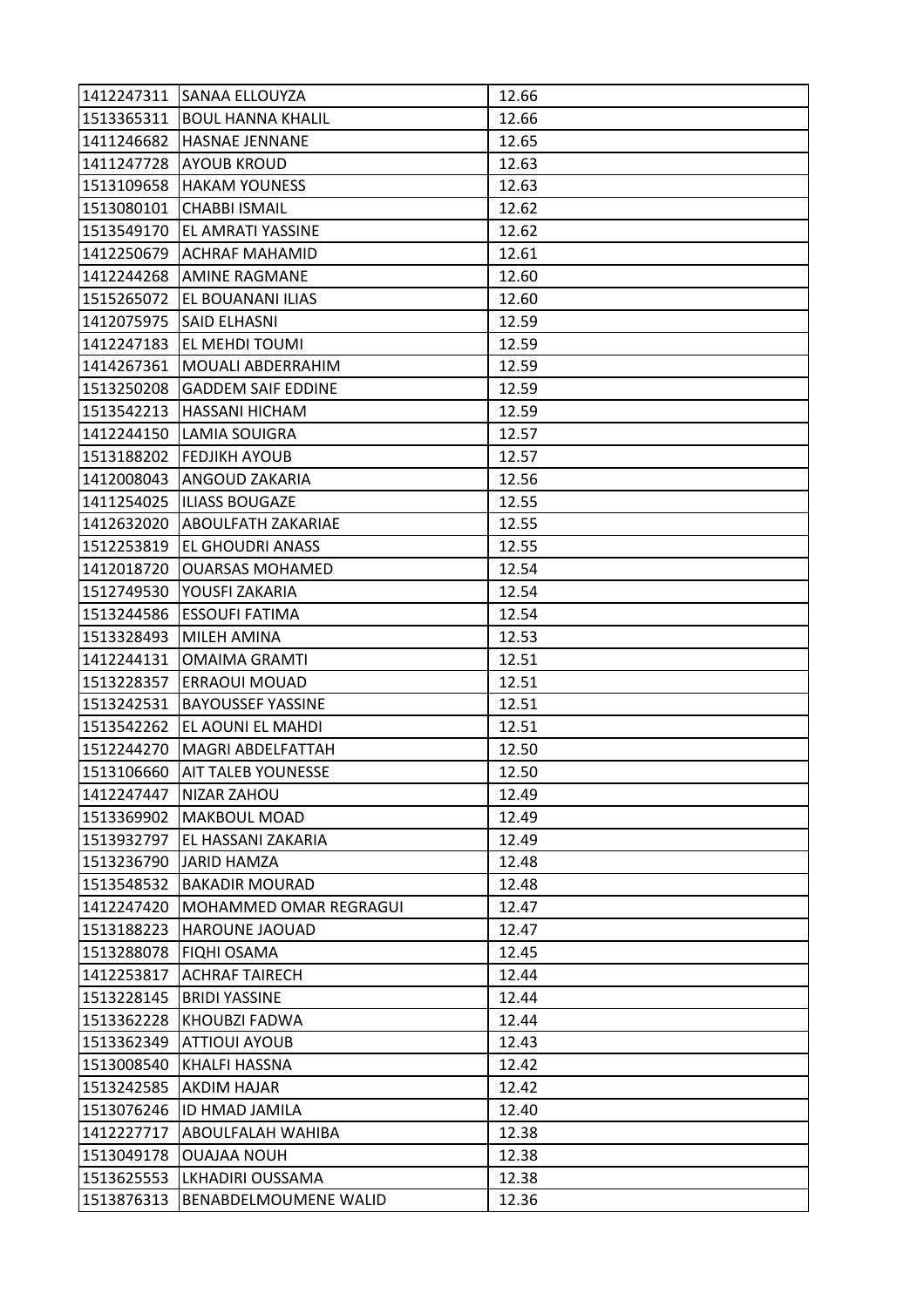| | | |
|---|---|---|
| 1412247311 | SANAA ELLOUYZA | 12.66 |
| 1513365311 | BOUL HANNA KHALIL | 12.66 |
| 1411246682 | HASNAE JENNANE | 12.65 |
| 1411247728 | AYOUB KROUD | 12.63 |
| 1513109658 | HAKAM YOUNESS | 12.63 |
| 1513080101 | CHABBI ISMAIL | 12.62 |
| 1513549170 | EL AMRATI YASSINE | 12.62 |
| 1412250679 | ACHRAF MAHAMID | 12.61 |
| 1412244268 | AMINE RAGMANE | 12.60 |
| 1515265072 | EL BOUANANI ILIAS | 12.60 |
| 1412075975 | SAID ELHASNI | 12.59 |
| 1412247183 | EL MEHDI TOUMI | 12.59 |
| 1414267361 | MOUALI ABDERRAHIM | 12.59 |
| 1513250208 | GADDEM SAIF EDDINE | 12.59 |
| 1513542213 | HASSANI HICHAM | 12.59 |
| 1412244150 | LAMIA SOUIGRA | 12.57 |
| 1513188202 | FEDJIKH AYOUB | 12.57 |
| 1412008043 | ANGOUD ZAKARIA | 12.56 |
| 1411254025 | ILIASS BOUGAZE | 12.55 |
| 1412632020 | ABOULFATH ZAKARIAE | 12.55 |
| 1512253819 | EL GHOUDRI ANASS | 12.55 |
| 1412018720 | OUARSAS MOHAMED | 12.54 |
| 1512749530 | YOUSFI ZAKARIA | 12.54 |
| 1513244586 | ESSOUFI FATIMA | 12.54 |
| 1513328493 | MILEH AMINA | 12.53 |
| 1412244131 | OMAIMA GRAMTI | 12.51 |
| 1513228357 | ERRAOUI MOUAD | 12.51 |
| 1513242531 | BAYOUSSEF YASSINE | 12.51 |
| 1513542262 | EL AOUNI EL MAHDI | 12.51 |
| 1512244270 | MAGRI ABDELFATTAH | 12.50 |
| 1513106660 | AIT TALEB YOUNESSE | 12.50 |
| 1412247447 | NIZAR ZAHOU | 12.49 |
| 1513369902 | MAKBOUL MOAD | 12.49 |
| 1513932797 | EL HASSANI ZAKARIA | 12.49 |
| 1513236790 | JARID HAMZA | 12.48 |
| 1513548532 | BAKADIR MOURAD | 12.48 |
| 1412247420 | MOHAMMED OMAR REGRAGUI | 12.47 |
| 1513188223 | HAROUNE JAOUAD | 12.47 |
| 1513288078 | FIQHI OSAMA | 12.45 |
| 1412253817 | ACHRAF TAIRECH | 12.44 |
| 1513228145 | BRIDI YASSINE | 12.44 |
| 1513362228 | KHOUBZI FADWA | 12.44 |
| 1513362349 | ATTIOUI AYOUB | 12.43 |
| 1513008540 | KHALFI HASSNA | 12.42 |
| 1513242585 | AKDIM HAJAR | 12.42 |
| 1513076246 | ID HMAD JAMILA | 12.40 |
| 1412227717 | ABOULFALAH WAHIBA | 12.38 |
| 1513049178 | OUAJAA NOUH | 12.38 |
| 1513625553 | LKHADIRI OUSSAMA | 12.38 |
| 1513876313 | BENABDELMOUMENE WALID | 12.36 |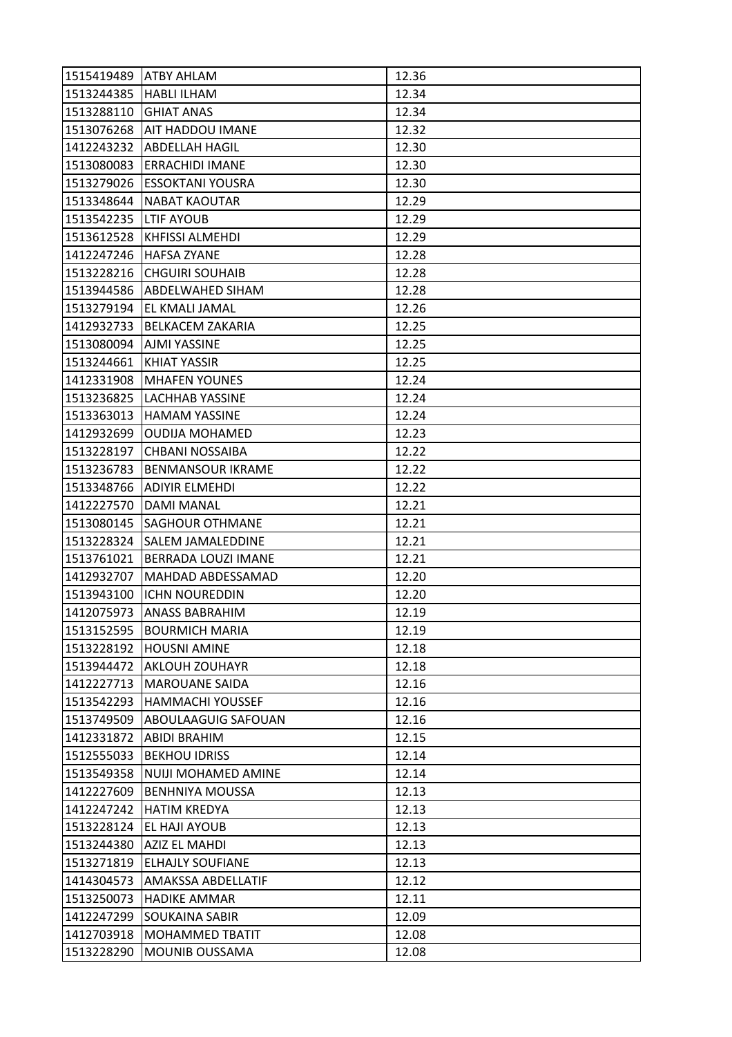| | | |
|---|---|---|
| 1515419489 | ATBY AHLAM | 12.36 |
| 1513244385 | HABLI ILHAM | 12.34 |
| 1513288110 | GHIAT ANAS | 12.34 |
| 1513076268 | AIT HADDOU IMANE | 12.32 |
| 1412243232 | ABDELLAH HAGIL | 12.30 |
| 1513080083 | ERRACHIDI IMANE | 12.30 |
| 1513279026 | ESSOKTANI YOUSRA | 12.30 |
| 1513348644 | NABAT KAOUTAR | 12.29 |
| 1513542235 | LTIF AYOUB | 12.29 |
| 1513612528 | KHFISSI ALMEHDI | 12.29 |
| 1412247246 | HAFSA ZYANE | 12.28 |
| 1513228216 | CHGUIRI SOUHAIB | 12.28 |
| 1513944586 | ABDELWAHED SIHAM | 12.28 |
| 1513279194 | EL KMALI JAMAL | 12.26 |
| 1412932733 | BELKACEM ZAKARIA | 12.25 |
| 1513080094 | AJMI YASSINE | 12.25 |
| 1513244661 | KHIAT YASSIR | 12.25 |
| 1412331908 | MHAFEN YOUNES | 12.24 |
| 1513236825 | LACHHAB YASSINE | 12.24 |
| 1513363013 | HAMAM YASSINE | 12.24 |
| 1412932699 | OUDIJA MOHAMED | 12.23 |
| 1513228197 | CHBANI NOSSAIBA | 12.22 |
| 1513236783 | BENMANSOUR IKRAME | 12.22 |
| 1513348766 | ADIYIR ELMEHDI | 12.22 |
| 1412227570 | DAMI MANAL | 12.21 |
| 1513080145 | SAGHOUR OTHMANE | 12.21 |
| 1513228324 | SALEM JAMALEDDINE | 12.21 |
| 1513761021 | BERRADA LOUZI IMANE | 12.21 |
| 1412932707 | MAHDAD ABDESSAMAD | 12.20 |
| 1513943100 | ICHN NOUREDDIN | 12.20 |
| 1412075973 | ANASS BABRAHIM | 12.19 |
| 1513152595 | BOURMICH MARIA | 12.19 |
| 1513228192 | HOUSNI AMINE | 12.18 |
| 1513944472 | AKLOUH ZOUHAYR | 12.18 |
| 1412227713 | MAROUANE SAIDA | 12.16 |
| 1513542293 | HAMMACHI YOUSSEF | 12.16 |
| 1513749509 | ABOULAAGUIG SAFOUAN | 12.16 |
| 1412331872 | ABIDI BRAHIM | 12.15 |
| 1512555033 | BEKHOU IDRISS | 12.14 |
| 1513549358 | NUIJI MOHAMED AMINE | 12.14 |
| 1412227609 | BENHNIYA MOUSSA | 12.13 |
| 1412247242 | HATIM KREDYA | 12.13 |
| 1513228124 | EL HAJI AYOUB | 12.13 |
| 1513244380 | AZIZ EL MAHDI | 12.13 |
| 1513271819 | ELHAJLY SOUFIANE | 12.13 |
| 1414304573 | AMAKSSA ABDELLATIF | 12.12 |
| 1513250073 | HADIKE AMMAR | 12.11 |
| 1412247299 | SOUKAINA SABIR | 12.09 |
| 1412703918 | MOHAMMED TBATIT | 12.08 |
| 1513228290 | MOUNIB OUSSAMA | 12.08 |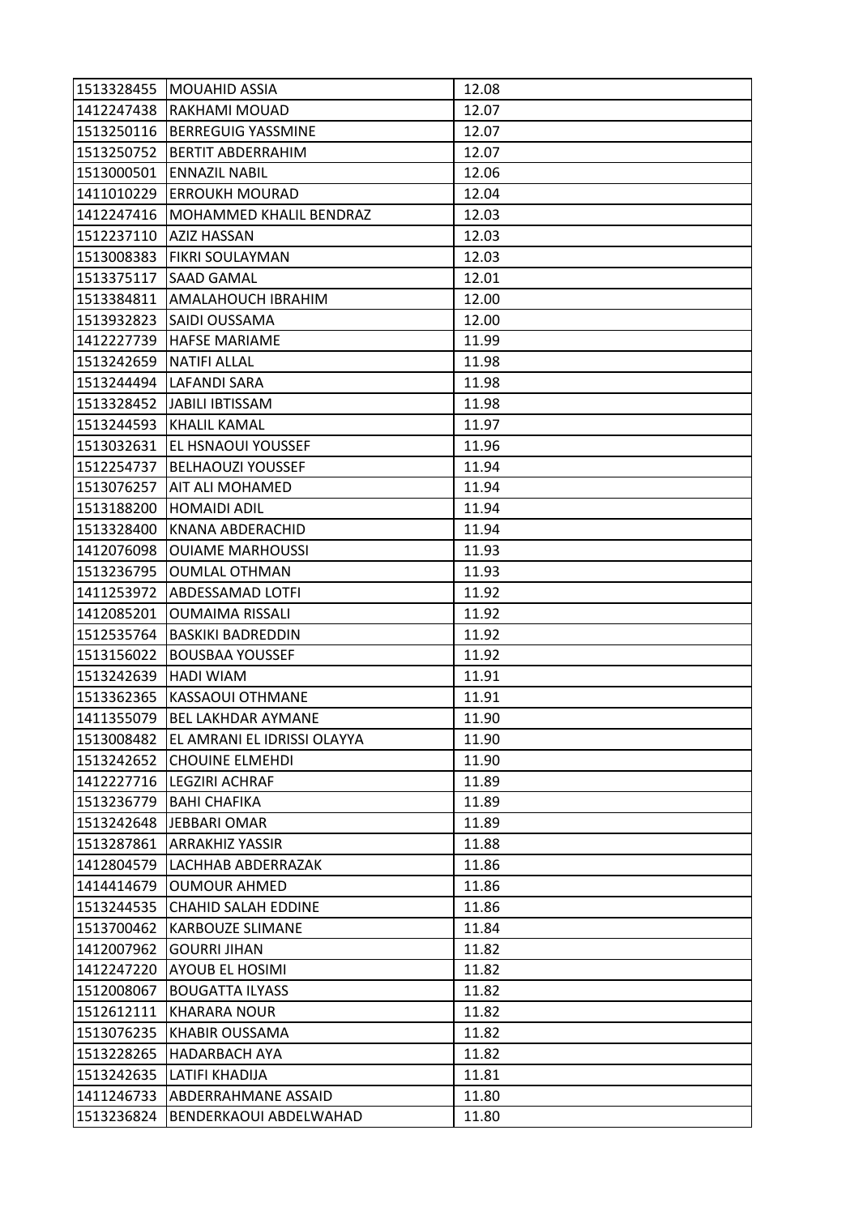| | | |
|---|---|---|
| 1513328455 | MOUAHID ASSIA | 12.08 |
| 1412247438 | RAKHAMI MOUAD | 12.07 |
| 1513250116 | BERREGUIG YASSMINE | 12.07 |
| 1513250752 | BERTIT ABDERRAHIM | 12.07 |
| 1513000501 | ENNAZIL NABIL | 12.06 |
| 1411010229 | ERROUKH MOURAD | 12.04 |
| 1412247416 | MOHAMMED KHALIL BENDRAZ | 12.03 |
| 1512237110 | AZIZ HASSAN | 12.03 |
| 1513008383 | FIKRI SOULAYMAN | 12.03 |
| 1513375117 | SAAD GAMAL | 12.01 |
| 1513384811 | AMALAHOUCH IBRAHIM | 12.00 |
| 1513932823 | SAIDI OUSSAMA | 12.00 |
| 1412227739 | HAFSE MARIAME | 11.99 |
| 1513242659 | NATIFI ALLAL | 11.98 |
| 1513244494 | LAFANDI SARA | 11.98 |
| 1513328452 | JABILI IBTISSAM | 11.98 |
| 1513244593 | KHALIL KAMAL | 11.97 |
| 1513032631 | EL HSNAOUI YOUSSEF | 11.96 |
| 1512254737 | BELHAOUZI YOUSSEF | 11.94 |
| 1513076257 | AIT ALI MOHAMED | 11.94 |
| 1513188200 | HOMAIDI ADIL | 11.94 |
| 1513328400 | KNANA ABDERACHID | 11.94 |
| 1412076098 | OUIAME MARHOUSSI | 11.93 |
| 1513236795 | OUMLAL OTHMAN | 11.93 |
| 1411253972 | ABDESSAMAD LOTFI | 11.92 |
| 1412085201 | OUMAIMA RISSALI | 11.92 |
| 1512535764 | BASKIKI BADREDDIN | 11.92 |
| 1513156022 | BOUSBAA YOUSSEF | 11.92 |
| 1513242639 | HADI WIAM | 11.91 |
| 1513362365 | KASSAOUI OTHMANE | 11.91 |
| 1411355079 | BEL LAKHDAR AYMANE | 11.90 |
| 1513008482 | EL AMRANI EL IDRISSI OLAYYA | 11.90 |
| 1513242652 | CHOUINE ELMEHDI | 11.90 |
| 1412227716 | LEGZIRI ACHRAF | 11.89 |
| 1513236779 | BAHI CHAFIKA | 11.89 |
| 1513242648 | JEBBARI OMAR | 11.89 |
| 1513287861 | ARRAKHIZ YASSIR | 11.88 |
| 1412804579 | LACHHAB ABDERRAZAK | 11.86 |
| 1414414679 | OUMOUR AHMED | 11.86 |
| 1513244535 | CHAHID SALAH EDDINE | 11.86 |
| 1513700462 | KARBOUZE SLIMANE | 11.84 |
| 1412007962 | GOURRI JIHAN | 11.82 |
| 1412247220 | AYOUB EL HOSIMI | 11.82 |
| 1512008067 | BOUGATTA ILYASS | 11.82 |
| 1512612111 | KHARARA NOUR | 11.82 |
| 1513076235 | KHABIR OUSSAMA | 11.82 |
| 1513228265 | HADARBACH AYA | 11.82 |
| 1513242635 | LATIFI KHADIJA | 11.81 |
| 1411246733 | ABDERRAHMANE ASSAID | 11.80 |
| 1513236824 | BENDERKAOUI ABDELWAHAD | 11.80 |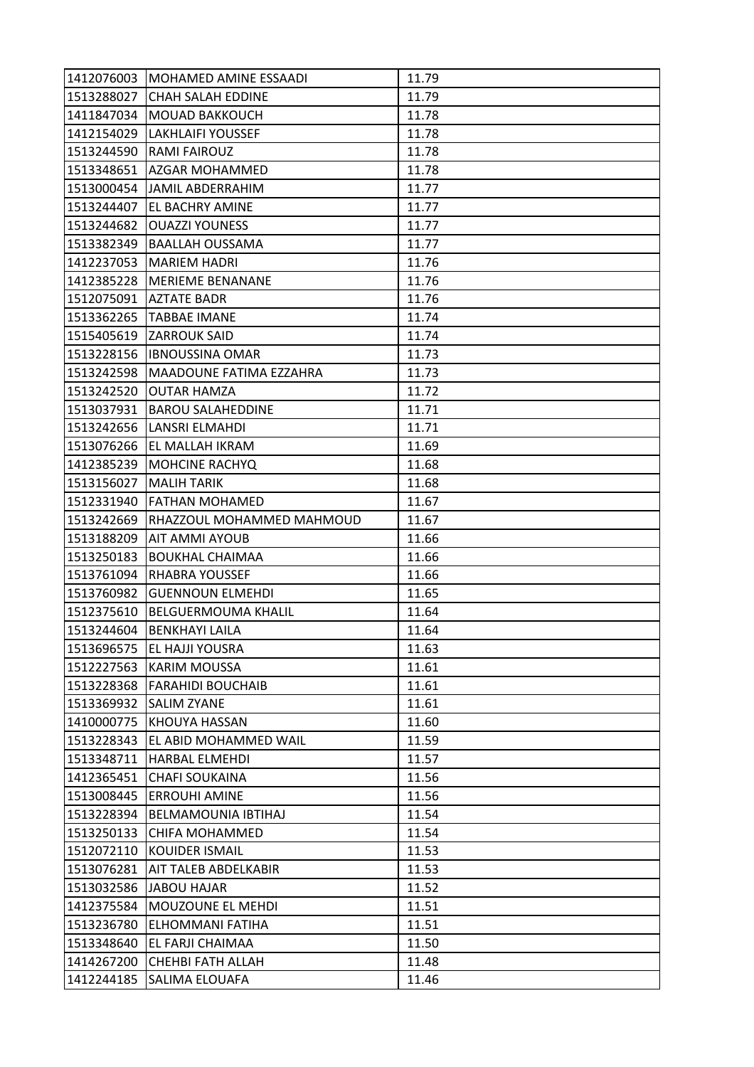| | | |
|---|---|---|
| 1412076003 | MOHAMED AMINE ESSAADI | 11.79 |
| 1513288027 | CHAH SALAH EDDINE | 11.79 |
| 1411847034 | MOUAD BAKKOUCH | 11.78 |
| 1412154029 | LAKHLAIFI YOUSSEF | 11.78 |
| 1513244590 | RAMI FAIROUZ | 11.78 |
| 1513348651 | AZGAR MOHAMMED | 11.78 |
| 1513000454 | JAMIL ABDERRAHIM | 11.77 |
| 1513244407 | EL BACHRY AMINE | 11.77 |
| 1513244682 | OUAZZI YOUNESS | 11.77 |
| 1513382349 | BAALLAH OUSSAMA | 11.77 |
| 1412237053 | MARIEM HADRI | 11.76 |
| 1412385228 | MERIEME BENANANE | 11.76 |
| 1512075091 | AZTATE BADR | 11.76 |
| 1513362265 | TABBAE IMANE | 11.74 |
| 1515405619 | ZARROUK SAID | 11.74 |
| 1513228156 | IBNOUSSINA OMAR | 11.73 |
| 1513242598 | MAADOUNE FATIMA EZZAHRA | 11.73 |
| 1513242520 | OUTAR HAMZA | 11.72 |
| 1513037931 | BAROU SALAHEDDINE | 11.71 |
| 1513242656 | LANSRI ELMAHDI | 11.71 |
| 1513076266 | EL MALLAH IKRAM | 11.69 |
| 1412385239 | MOHCINE RACHYQ | 11.68 |
| 1513156027 | MALIH TARIK | 11.68 |
| 1512331940 | FATHAN MOHAMED | 11.67 |
| 1513242669 | RHAZZOUL MOHAMMED MAHMOUD | 11.67 |
| 1513188209 | AIT AMMI AYOUB | 11.66 |
| 1513250183 | BOUKHAL CHAIMAA | 11.66 |
| 1513761094 | RHABRA YOUSSEF | 11.66 |
| 1513760982 | GUENNOUN ELMEHDI | 11.65 |
| 1512375610 | BELGUERMOUMA KHALIL | 11.64 |
| 1513244604 | BENKHAYI LAILA | 11.64 |
| 1513696575 | EL HAJJI YOUSRA | 11.63 |
| 1512227563 | KARIM MOUSSA | 11.61 |
| 1513228368 | FARAHIDI BOUCHAIB | 11.61 |
| 1513369932 | SALIM ZYANE | 11.61 |
| 1410000775 | KHOUYA HASSAN | 11.60 |
| 1513228343 | EL ABID MOHAMMED WAIL | 11.59 |
| 1513348711 | HARBAL ELMEHDI | 11.57 |
| 1412365451 | CHAFI SOUKAINA | 11.56 |
| 1513008445 | ERROUHI AMINE | 11.56 |
| 1513228394 | BELMAMOUNIA IBTIHAJ | 11.54 |
| 1513250133 | CHIFA MOHAMMED | 11.54 |
| 1512072110 | KOUIDER ISMAIL | 11.53 |
| 1513076281 | AIT TALEB ABDELKABIR | 11.53 |
| 1513032586 | JABOU HAJAR | 11.52 |
| 1412375584 | MOUZOUNE EL MEHDI | 11.51 |
| 1513236780 | ELHOMMANI FATIHA | 11.51 |
| 1513348640 | EL FARJI CHAIMAA | 11.50 |
| 1414267200 | CHEHBI FATH ALLAH | 11.48 |
| 1412244185 | SALIMA ELOUAFA | 11.46 |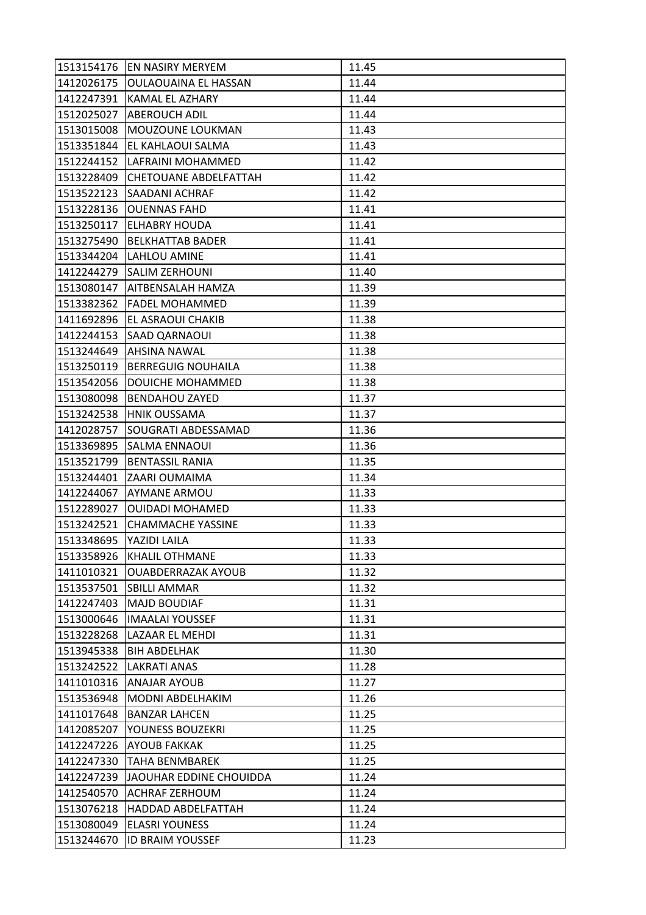| | | |
|---|---|---|
| 1513154176 | EN NASIRY MERYEM | 11.45 |
| 1412026175 | OULAOUAINA EL HASSAN | 11.44 |
| 1412247391 | KAMAL EL AZHARY | 11.44 |
| 1512025027 | ABEROUCH ADIL | 11.44 |
| 1513015008 | MOUZOUNE LOUKMAN | 11.43 |
| 1513351844 | EL KAHLAOUI SALMA | 11.43 |
| 1512244152 | LAFRAINI MOHAMMED | 11.42 |
| 1513228409 | CHETOUANE ABDELFATTAH | 11.42 |
| 1513522123 | SAADANI ACHRAF | 11.42 |
| 1513228136 | OUENNAS FAHD | 11.41 |
| 1513250117 | ELHABRY HOUDA | 11.41 |
| 1513275490 | BELKHATTAB BADER | 11.41 |
| 1513344204 | LAHLOU AMINE | 11.41 |
| 1412244279 | SALIM ZERHOUNI | 11.40 |
| 1513080147 | AITBENSALAH HAMZA | 11.39 |
| 1513382362 | FADEL MOHAMMED | 11.39 |
| 1411692896 | EL ASRAOUI CHAKIB | 11.38 |
| 1412244153 | SAAD QARNAOUI | 11.38 |
| 1513244649 | AHSINA NAWAL | 11.38 |
| 1513250119 | BERREGUIG NOUHAILA | 11.38 |
| 1513542056 | DOUICHE MOHAMMED | 11.38 |
| 1513080098 | BENDAHOU ZAYED | 11.37 |
| 1513242538 | HNIK OUSSAMA | 11.37 |
| 1412028757 | SOUGRATI ABDESSAMAD | 11.36 |
| 1513369895 | SALMA ENNAOUI | 11.36 |
| 1513521799 | BENTASSIL RANIA | 11.35 |
| 1513244401 | ZAARI OUMAIMA | 11.34 |
| 1412244067 | AYMANE ARMOU | 11.33 |
| 1512289027 | OUIDADI MOHAMED | 11.33 |
| 1513242521 | CHAMMACHE YASSINE | 11.33 |
| 1513348695 | YAZIDI LAILA | 11.33 |
| 1513358926 | KHALIL OTHMANE | 11.33 |
| 1411010321 | OUABDERRAZAK AYOUB | 11.32 |
| 1513537501 | SBILLI AMMAR | 11.32 |
| 1412247403 | MAJD BOUDIAF | 11.31 |
| 1513000646 | IMAALAI YOUSSEF | 11.31 |
| 1513228268 | LAZAAR EL MEHDI | 11.31 |
| 1513945338 | BIH ABDELHAK | 11.30 |
| 1513242522 | LAKRATI ANAS | 11.28 |
| 1411010316 | ANAJAR AYOUB | 11.27 |
| 1513536948 | MODNI ABDELHAKIM | 11.26 |
| 1411017648 | BANZAR LAHCEN | 11.25 |
| 1412085207 | YOUNESS BOUZEKRI | 11.25 |
| 1412247226 | AYOUB FAKKAK | 11.25 |
| 1412247330 | TAHA BENMBAREK | 11.25 |
| 1412247239 | JAOUHAR EDDINE CHOUIDDA | 11.24 |
| 1412540570 | ACHRAF ZERHOUM | 11.24 |
| 1513076218 | HADDAD ABDELFATTAH | 11.24 |
| 1513080049 | ELASRI YOUNESS | 11.24 |
| 1513244670 | ID BRAIM YOUSSEF | 11.23 |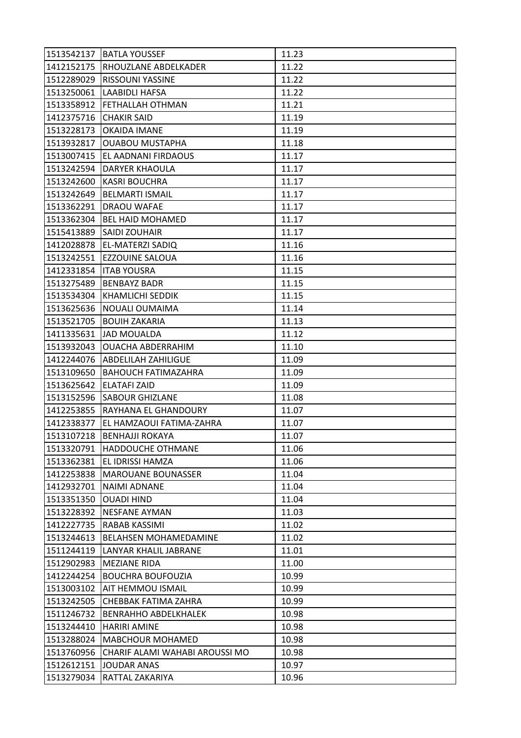| | | |
|---|---|---|
| 1513542137 | BATLA YOUSSEF | 11.23 |
| 1412152175 | RHOUZLANE ABDELKADER | 11.22 |
| 1512289029 | RISSOUNI YASSINE | 11.22 |
| 1513250061 | LAABIDLI HAFSA | 11.22 |
| 1513358912 | FETHALLAH OTHMAN | 11.21 |
| 1412375716 | CHAKIR SAID | 11.19 |
| 1513228173 | OKAIDA IMANE | 11.19 |
| 1513932817 | OUABOU MUSTAPHA | 11.18 |
| 1513007415 | EL AADNANI FIRDAOUS | 11.17 |
| 1513242594 | DARYER KHAOULA | 11.17 |
| 1513242600 | KASRI BOUCHRA | 11.17 |
| 1513242649 | BELMARTI ISMAIL | 11.17 |
| 1513362291 | DRAOU WAFAE | 11.17 |
| 1513362304 | BEL HAID MOHAMED | 11.17 |
| 1515413889 | SAIDI ZOUHAIR | 11.17 |
| 1412028878 | EL-MATERZI SADIQ | 11.16 |
| 1513242551 | EZZOUINE SALOUA | 11.16 |
| 1412331854 | ITAB YOUSRA | 11.15 |
| 1513275489 | BENBAYZ BADR | 11.15 |
| 1513534304 | KHAMLICHI SEDDIK | 11.15 |
| 1513625636 | NOUALI OUMAIMA | 11.14 |
| 1513521705 | BOUIH ZAKARIA | 11.13 |
| 1411335631 | JAD MOUALDA | 11.12 |
| 1513932043 | OUACHA ABDERRAHIM | 11.10 |
| 1412244076 | ABDELILAH ZAHILIGUE | 11.09 |
| 1513109650 | BAHOUCH FATIMAZAHRA | 11.09 |
| 1513625642 | ELATAFI ZAID | 11.09 |
| 1513152596 | SABOUR GHIZLANE | 11.08 |
| 1412253855 | RAYHANA EL GHANDOURY | 11.07 |
| 1412338377 | EL HAMZAOUI FATIMA-ZAHRA | 11.07 |
| 1513107218 | BENHAJJI ROKAYA | 11.07 |
| 1513320791 | HADDOUCHE OTHMANE | 11.06 |
| 1513362381 | EL IDRISSI HAMZA | 11.06 |
| 1412253838 | MAROUANE BOUNASSER | 11.04 |
| 1412932701 | NAIMI ADNANE | 11.04 |
| 1513351350 | OUADI HIND | 11.04 |
| 1513228392 | NESFANE AYMAN | 11.03 |
| 1412227735 | RABAB KASSIMI | 11.02 |
| 1513244613 | BELAHSEN MOHAMEDAMINE | 11.02 |
| 1511244119 | LANYAR KHALIL JABRANE | 11.01 |
| 1512902983 | MEZIANE RIDA | 11.00 |
| 1412244254 | BOUCHRA BOUFOUZIA | 10.99 |
| 1513003102 | AIT HEMMOU ISMAIL | 10.99 |
| 1513242505 | CHEBBAK FATIMA ZAHRA | 10.99 |
| 1511246732 | BENRAHHO ABDELKHALEK | 10.98 |
| 1513244410 | HARIRI AMINE | 10.98 |
| 1513288024 | MABCHOUR MOHAMED | 10.98 |
| 1513760956 | CHARIF ALAMI WAHABI AROUSSI MO | 10.98 |
| 1512612151 | JOUDAR ANAS | 10.97 |
| 1513279034 | RATTAL ZAKARIYA | 10.96 |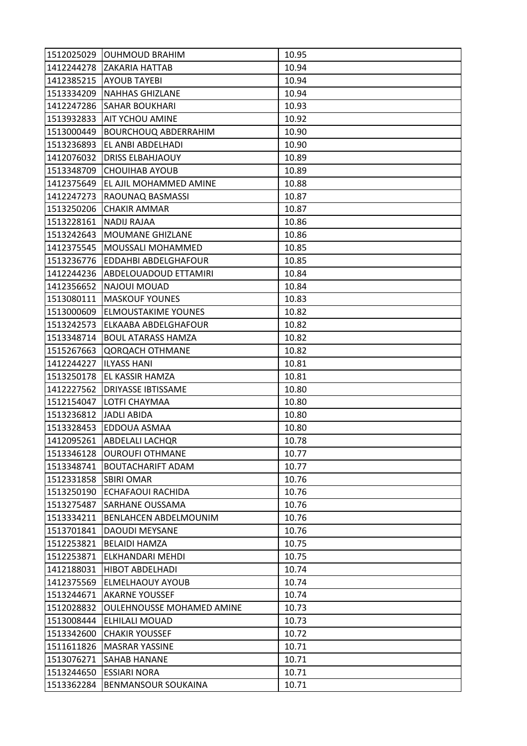| | | |
|---|---|---|
| 1512025029 | OUHMOUD BRAHIM | 10.95 |
| 1412244278 | ZAKARIA HATTAB | 10.94 |
| 1412385215 | AYOUB TAYEBI | 10.94 |
| 1513334209 | NAHHAS GHIZLANE | 10.94 |
| 1412247286 | SAHAR BOUKHARI | 10.93 |
| 1513932833 | AIT YCHOU AMINE | 10.92 |
| 1513000449 | BOURCHOUQ ABDERRAHIM | 10.90 |
| 1513236893 | EL ANBI ABDELHADI | 10.90 |
| 1412076032 | DRISS ELBAHJAOUY | 10.89 |
| 1513348709 | CHOUIHAB AYOUB | 10.89 |
| 1412375649 | EL AJIL MOHAMMED AMINE | 10.88 |
| 1412247273 | RAOUNAQ BASMASSI | 10.87 |
| 1513250206 | CHAKIR AMMAR | 10.87 |
| 1513228161 | NADIJ RAJAA | 10.86 |
| 1513242643 | MOUMANE GHIZLANE | 10.86 |
| 1412375545 | MOUSSALI MOHAMMED | 10.85 |
| 1513236776 | EDDAHBI ABDELGHAFOUR | 10.85 |
| 1412244236 | ABDELOUADOUD ETTAMIRI | 10.84 |
| 1412356652 | NAJOUI MOUAD | 10.84 |
| 1513080111 | MASKOUF YOUNES | 10.83 |
| 1513000609 | ELMOUSTAKIME YOUNES | 10.82 |
| 1513242573 | ELKAABA ABDELGHAFOUR | 10.82 |
| 1513348714 | BOUL ATARASS HAMZA | 10.82 |
| 1515267663 | QORQACH OTHMANE | 10.82 |
| 1412244227 | ILYASS HANI | 10.81 |
| 1513250178 | EL KASSIR HAMZA | 10.81 |
| 1412227562 | DRIYASSE IBTISSAME | 10.80 |
| 1512154047 | LOTFI CHAYMAA | 10.80 |
| 1513236812 | JADLI ABIDA | 10.80 |
| 1513328453 | EDDOUA ASMAA | 10.80 |
| 1412095261 | ABDELALI LACHQR | 10.78 |
| 1513346128 | OUROUFI OTHMANE | 10.77 |
| 1513348741 | BOUTACHARIFT ADAM | 10.77 |
| 1512331858 | SBIRI OMAR | 10.76 |
| 1513250190 | ECHAFAOUI RACHIDA | 10.76 |
| 1513275487 | SARHANE OUSSAMA | 10.76 |
| 1513334211 | BENLAHCEN ABDELMOUNIM | 10.76 |
| 1513701841 | DAOUDI MEYSANE | 10.76 |
| 1512253821 | BELAIDI HAMZA | 10.75 |
| 1512253871 | ELKHANDARI MEHDI | 10.75 |
| 1412188031 | HIBOT ABDELHADI | 10.74 |
| 1412375569 | ELMELHAOUY AYOUB | 10.74 |
| 1513244671 | AKARNE YOUSSEF | 10.74 |
| 1512028832 | OULEHNOUSSE MOHAMED AMINE | 10.73 |
| 1513008444 | ELHILALI MOUAD | 10.73 |
| 1513342600 | CHAKIR YOUSSEF | 10.72 |
| 1511611826 | MASRAR YASSINE | 10.71 |
| 1513076271 | SAHAB HANANE | 10.71 |
| 1513244650 | ESSIARI NORA | 10.71 |
| 1513362284 | BENMANSOUR SOUKAINA | 10.71 |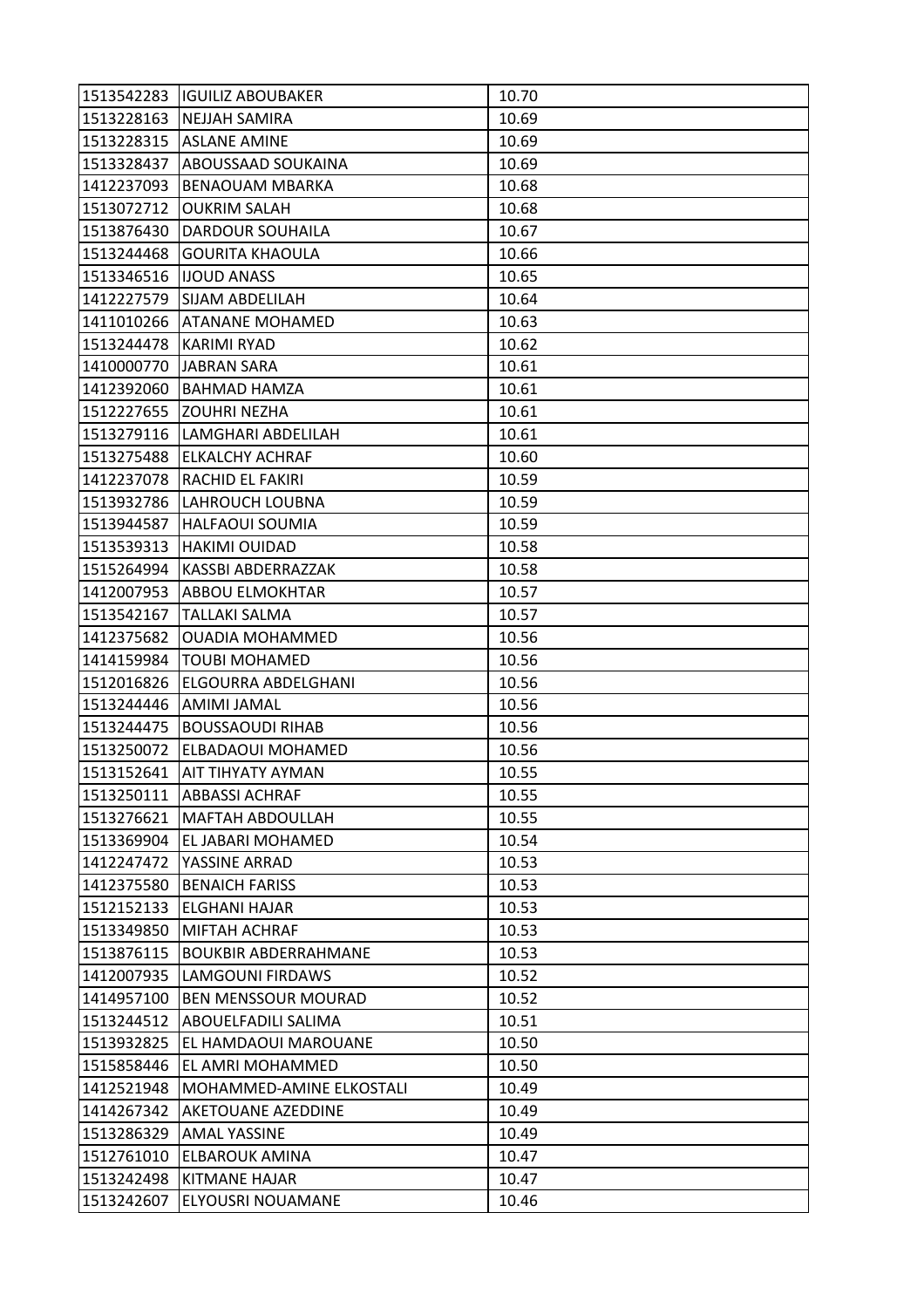| | | |
|---|---|---|
| 1513542283 | IGUILIZ ABOUBAKER | 10.70 |
| 1513228163 | NEJJAH SAMIRA | 10.69 |
| 1513228315 | ASLANE AMINE | 10.69 |
| 1513328437 | ABOUSSAAD SOUKAINA | 10.69 |
| 1412237093 | BENAOUAM MBARKA | 10.68 |
| 1513072712 | OUKRIM SALAH | 10.68 |
| 1513876430 | DARDOUR SOUHAILA | 10.67 |
| 1513244468 | GOURITA KHAOULA | 10.66 |
| 1513346516 | IJOUD ANASS | 10.65 |
| 1412227579 | SIJAM ABDELILAH | 10.64 |
| 1411010266 | ATANANE MOHAMED | 10.63 |
| 1513244478 | KARIMI RYAD | 10.62 |
| 1410000770 | JABRAN SARA | 10.61 |
| 1412392060 | BAHMAD HAMZA | 10.61 |
| 1512227655 | ZOUHRI NEZHA | 10.61 |
| 1513279116 | LAMGHARI ABDELILAH | 10.61 |
| 1513275488 | ELKALCHY ACHRAF | 10.60 |
| 1412237078 | RACHID EL FAKIRI | 10.59 |
| 1513932786 | LAHROUCH LOUBNA | 10.59 |
| 1513944587 | HALFAOUI SOUMIA | 10.59 |
| 1513539313 | HAKIMI OUIDAD | 10.58 |
| 1515264994 | KASSBI ABDERRAZZAK | 10.58 |
| 1412007953 | ABBOU ELMOKHTAR | 10.57 |
| 1513542167 | TALLAKI SALMA | 10.57 |
| 1412375682 | OUADIA MOHAMMED | 10.56 |
| 1414159984 | TOUBI MOHAMED | 10.56 |
| 1512016826 | ELGOURRA ABDELGHANI | 10.56 |
| 1513244446 | AMIMI JAMAL | 10.56 |
| 1513244475 | BOUSSAOUDI RIHAB | 10.56 |
| 1513250072 | ELBADAOUI MOHAMED | 10.56 |
| 1513152641 | AIT TIHYATY AYMAN | 10.55 |
| 1513250111 | ABBASSI ACHRAF | 10.55 |
| 1513276621 | MAFTAH ABDOULLAH | 10.55 |
| 1513369904 | EL JABARI MOHAMED | 10.54 |
| 1412247472 | YASSINE ARRAD | 10.53 |
| 1412375580 | BENAICH FARISS | 10.53 |
| 1512152133 | ELGHANI HAJAR | 10.53 |
| 1513349850 | MIFTAH ACHRAF | 10.53 |
| 1513876115 | BOUKBIR ABDERRAHMANE | 10.53 |
| 1412007935 | LAMGOUNI FIRDAWS | 10.52 |
| 1414957100 | BEN MENSSOUR MOURAD | 10.52 |
| 1513244512 | ABOUELFADILI SALIMA | 10.51 |
| 1513932825 | EL HAMDAOUI MAROUANE | 10.50 |
| 1515858446 | EL AMRI MOHAMMED | 10.50 |
| 1412521948 | MOHAMMED-AMINE ELKOSTALI | 10.49 |
| 1414267342 | AKETOUANE AZEDDINE | 10.49 |
| 1513286329 | AMAL YASSINE | 10.49 |
| 1512761010 | ELBAROUK AMINA | 10.47 |
| 1513242498 | KITMANE HAJAR | 10.47 |
| 1513242607 | ELYOUSRI NOUAMANE | 10.46 |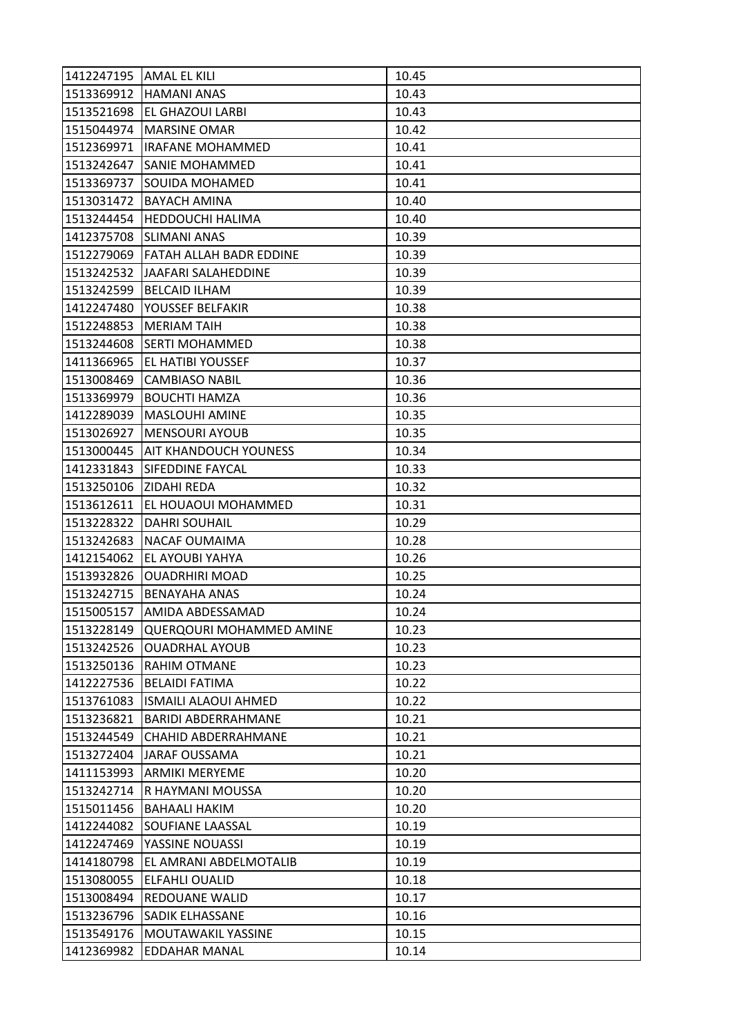| 1412247195 | AMAL EL KILI | 10.45 |
|---|---|---|
| 1513369912 | HAMANI ANAS | 10.43 |
| 1513521698 | EL GHAZOUI LARBI | 10.43 |
| 1515044974 | MARSINE OMAR | 10.42 |
| 1512369971 | IRAFANE MOHAMMED | 10.41 |
| 1513242647 | SANIE MOHAMMED | 10.41 |
| 1513369737 | SOUIDA MOHAMED | 10.41 |
| 1513031472 | BAYACH AMINA | 10.40 |
| 1513244454 | HEDDOUCHI HALIMA | 10.40 |
| 1412375708 | SLIMANI ANAS | 10.39 |
| 1512279069 | FATAH ALLAH BADR EDDINE | 10.39 |
| 1513242532 | JAAFARI SALAHEDDINE | 10.39 |
| 1513242599 | BELCAID ILHAM | 10.39 |
| 1412247480 | YOUSSEF BELFAKIR | 10.38 |
| 1512248853 | MERIAM TAIH | 10.38 |
| 1513244608 | SERTI MOHAMMED | 10.38 |
| 1411366965 | EL HATIBI YOUSSEF | 10.37 |
| 1513008469 | CAMBIASO NABIL | 10.36 |
| 1513369979 | BOUCHTI HAMZA | 10.36 |
| 1412289039 | MASLOUHI AMINE | 10.35 |
| 1513026927 | MENSOURI AYOUB | 10.35 |
| 1513000445 | AIT KHANDOUCH YOUNESS | 10.34 |
| 1412331843 | SIFEDDINE FAYCAL | 10.33 |
| 1513250106 | ZIDAHI REDA | 10.32 |
| 1513612611 | EL HOUAOUI MOHAMMED | 10.31 |
| 1513228322 | DAHRI SOUHAIL | 10.29 |
| 1513242683 | NACAF OUMAIMA | 10.28 |
| 1412154062 | EL AYOUBI YAHYA | 10.26 |
| 1513932826 | OUADRHIRI MOAD | 10.25 |
| 1513242715 | BENAYAHA ANAS | 10.24 |
| 1515005157 | AMIDA ABDESSAMAD | 10.24 |
| 1513228149 | QUERQOURI MOHAMMED AMINE | 10.23 |
| 1513242526 | OUADRHAL AYOUB | 10.23 |
| 1513250136 | RAHIM OTMANE | 10.23 |
| 1412227536 | BELAIDI FATIMA | 10.22 |
| 1513761083 | ISMAILI ALAOUI AHMED | 10.22 |
| 1513236821 | BARIDI ABDERRAHMANE | 10.21 |
| 1513244549 | CHAHID ABDERRAHMANE | 10.21 |
| 1513272404 | JARAF OUSSAMA | 10.21 |
| 1411153993 | ARMIKI MERYEME | 10.20 |
| 1513242714 | R HAYMANI MOUSSA | 10.20 |
| 1515011456 | BAHAALI HAKIM | 10.20 |
| 1412244082 | SOUFIANE LAASSAL | 10.19 |
| 1412247469 | YASSINE NOUASSI | 10.19 |
| 1414180798 | EL AMRANI ABDELMOTALIB | 10.19 |
| 1513080055 | ELFAHLI OUALID | 10.18 |
| 1513008494 | REDOUANE WALID | 10.17 |
| 1513236796 | SADIK ELHASSANE | 10.16 |
| 1513549176 | MOUTAWAKIL YASSINE | 10.15 |
| 1412369982 | EDDAHAR MANAL | 10.14 |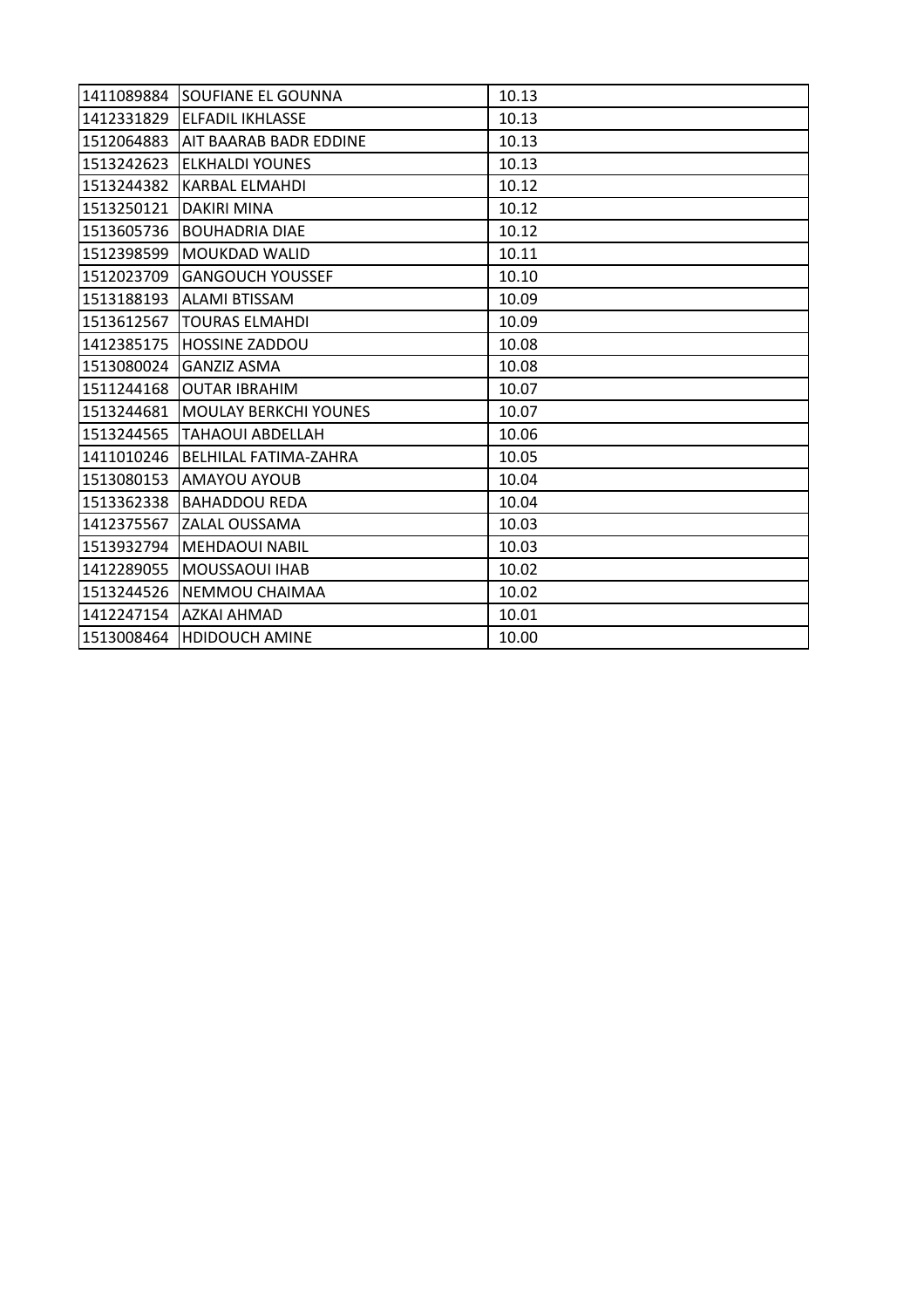| | | |
|---|---|---|
| 1411089884 | SOUFIANE EL GOUNNA | 10.13 |
| 1412331829 | ELFADIL IKHLASSE | 10.13 |
| 1512064883 | AIT BAARAB BADR EDDINE | 10.13 |
| 1513242623 | ELKHALDI YOUNES | 10.13 |
| 1513244382 | KARBAL ELMAHDI | 10.12 |
| 1513250121 | DAKIRI MINA | 10.12 |
| 1513605736 | BOUHADRIA DIAE | 10.12 |
| 1512398599 | MOUKDAD WALID | 10.11 |
| 1512023709 | GANGOUCH YOUSSEF | 10.10 |
| 1513188193 | ALAMI BTISSAM | 10.09 |
| 1513612567 | TOURAS ELMAHDI | 10.09 |
| 1412385175 | HOSSINE ZADDOU | 10.08 |
| 1513080024 | GANZIZ ASMA | 10.08 |
| 1511244168 | OUTAR IBRAHIM | 10.07 |
| 1513244681 | MOULAY BERKCHI YOUNES | 10.07 |
| 1513244565 | TAHAOUI ABDELLAH | 10.06 |
| 1411010246 | BELHILAL FATIMA-ZAHRA | 10.05 |
| 1513080153 | AMAYOU AYOUB | 10.04 |
| 1513362338 | BAHADDOU REDA | 10.04 |
| 1412375567 | ZALAL OUSSAMA | 10.03 |
| 1513932794 | MEHDAOUI NABIL | 10.03 |
| 1412289055 | MOUSSAOUI IHAB | 10.02 |
| 1513244526 | NEMMOU CHAIMAA | 10.02 |
| 1412247154 | AZKAI AHMAD | 10.01 |
| 1513008464 | HDIDOUCH AMINE | 10.00 |